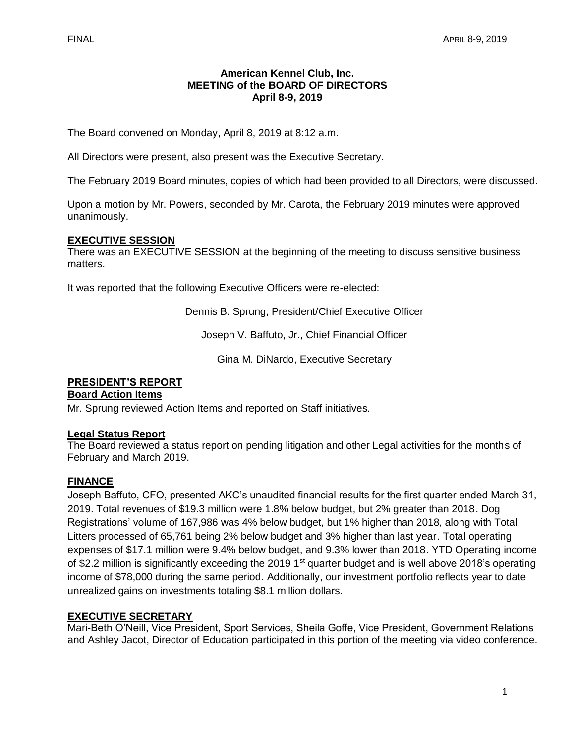# American Kennel Club, Inc.
## MEETING of the BOARD OF DIRECTORS
### April 8-9, 2019

The Board convened on Monday, April 8, 2019 at 8:12 a.m.

All Directors were present, also present was the Executive Secretary.

The February 2019 Board minutes, copies of which had been provided to all Directors, were discussed.

Upon a motion by Mr. Powers, seconded by Mr. Carota, the February 2019 minutes were approved unanimously.

## EXECUTIVE SESSION

There was an EXECUTIVE SESSION at the beginning of the meeting to discuss sensitive business matters.

It was reported that the following Executive Officers were re-elected:

Dennis B. Sprung, President/Chief Executive Officer

Joseph V. Baffuto, Jr., Chief Financial Officer

Gina M. DiNardo, Executive Secretary

## PRESIDENT'S REPORT

### Board Action Items

Mr. Sprung reviewed Action Items and reported on Staff initiatives.

### Legal Status Report

The Board reviewed a status report on pending litigation and other Legal activities for the months of February and March 2019.

## FINANCE

Joseph Baffuto, CFO, presented AKC's unaudited financial results for the first quarter ended March 31, 2019. Total revenues of $19.3 million were 1.8% below budget, but 2% greater than 2018. Dog Registrations' volume of 167,986 was 4% below budget, but 1% higher than 2018, along with Total Litters processed of 65,761 being 2% below budget and 3% higher than last year. Total operating expenses of $17.1 million were 9.4% below budget, and 9.3% lower than 2018. YTD Operating income of $2.2 million is significantly exceeding the 2019 1st quarter budget and is well above 2018's operating income of $78,000 during the same period. Additionally, our investment portfolio reflects year to date unrealized gains on investments totaling $8.1 million dollars.

## EXECUTIVE SECRETARY

Mari-Beth O'Neill, Vice President, Sport Services, Sheila Goffe, Vice President, Government Relations and Ashley Jacot, Director of Education participated in this portion of the meeting via video conference.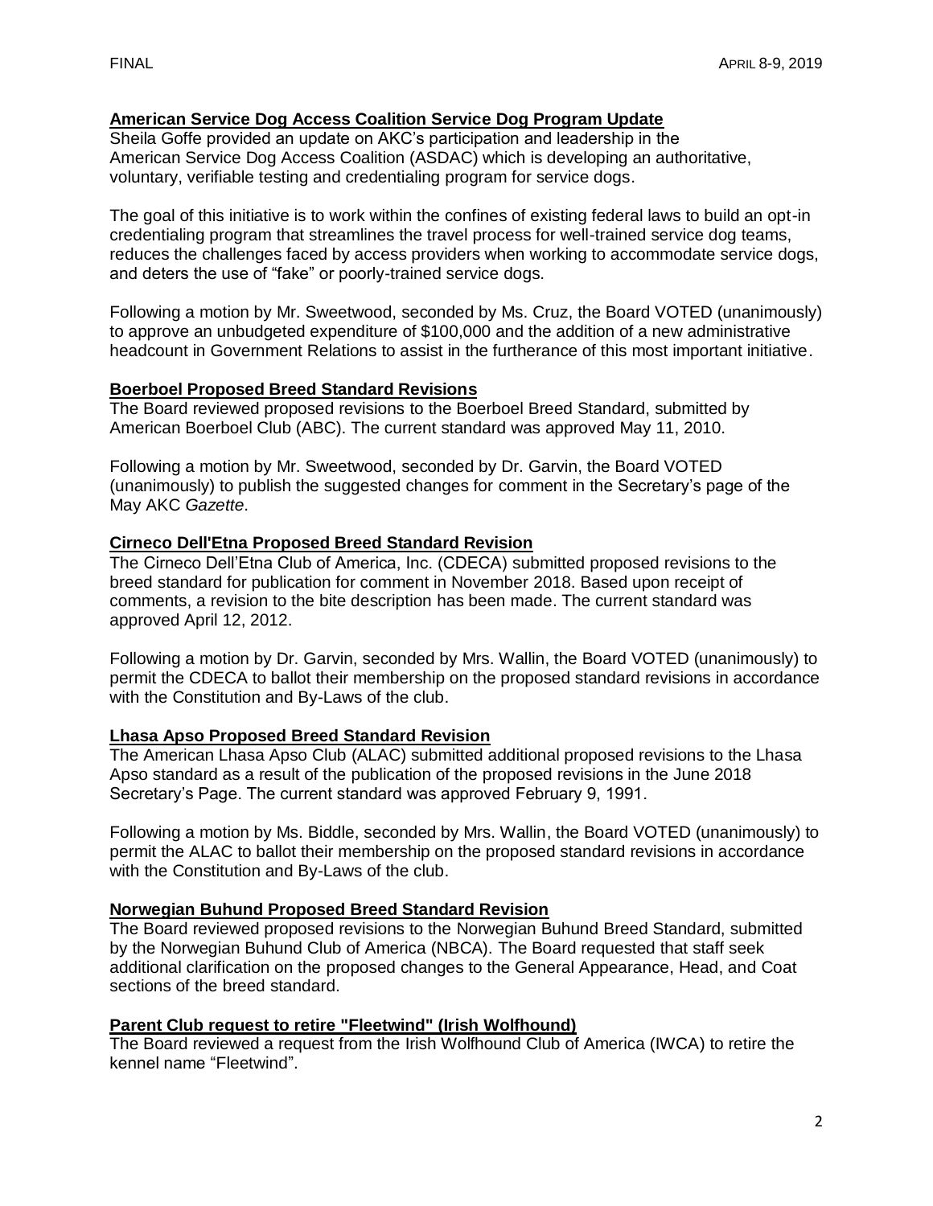**American Service Dog Access Coalition Service Dog Program Update**

Sheila Goffe provided an update on AKC's participation and leadership in the American Service Dog Access Coalition (ASDAC) which is developing an authoritative, voluntary, verifiable testing and credentialing program for service dogs.

The goal of this initiative is to work within the confines of existing federal laws to build an opt-in credentialing program that streamlines the travel process for well-trained service dog teams, reduces the challenges faced by access providers when working to accommodate service dogs, and deters the use of "fake" or poorly-trained service dogs.

Following a motion by Mr. Sweetwood, seconded by Ms. Cruz, the Board VOTED (unanimously) to approve an unbudgeted expenditure of $100,000 and the addition of a new administrative headcount in Government Relations to assist in the furtherance of this most important initiative.

**Boerboel Proposed Breed Standard Revisions**

The Board reviewed proposed revisions to the Boerboel Breed Standard, submitted by American Boerboel Club (ABC). The current standard was approved May 11, 2010.

Following a motion by Mr. Sweetwood, seconded by Dr. Garvin, the Board VOTED (unanimously) to publish the suggested changes for comment in the Secretary's page of the May AKC *Gazette*.

**Cirneco Dell'Etna Proposed Breed Standard Revision**

The Cirneco Dell'Etna Club of America, Inc. (CDECA) submitted proposed revisions to the breed standard for publication for comment in November 2018. Based upon receipt of comments, a revision to the bite description has been made. The current standard was approved April 12, 2012.

Following a motion by Dr. Garvin, seconded by Mrs. Wallin, the Board VOTED (unanimously) to permit the CDECA to ballot their membership on the proposed standard revisions in accordance with the Constitution and By-Laws of the club.

**Lhasa Apso Proposed Breed Standard Revision**

The American Lhasa Apso Club (ALAC) submitted additional proposed revisions to the Lhasa Apso standard as a result of the publication of the proposed revisions in the June 2018 Secretary's Page. The current standard was approved February 9, 1991.

Following a motion by Ms. Biddle, seconded by Mrs. Wallin, the Board VOTED (unanimously) to permit the ALAC to ballot their membership on the proposed standard revisions in accordance with the Constitution and By-Laws of the club.

**Norwegian Buhund Proposed Breed Standard Revision**

The Board reviewed proposed revisions to the Norwegian Buhund Breed Standard, submitted by the Norwegian Buhund Club of America (NBCA). The Board requested that staff seek additional clarification on the proposed changes to the General Appearance, Head, and Coat sections of the breed standard.

**Parent Club request to retire "Fleetwind" (Irish Wolfhound)**

The Board reviewed a request from the Irish Wolfhound Club of America (IWCA) to retire the kennel name "Fleetwind".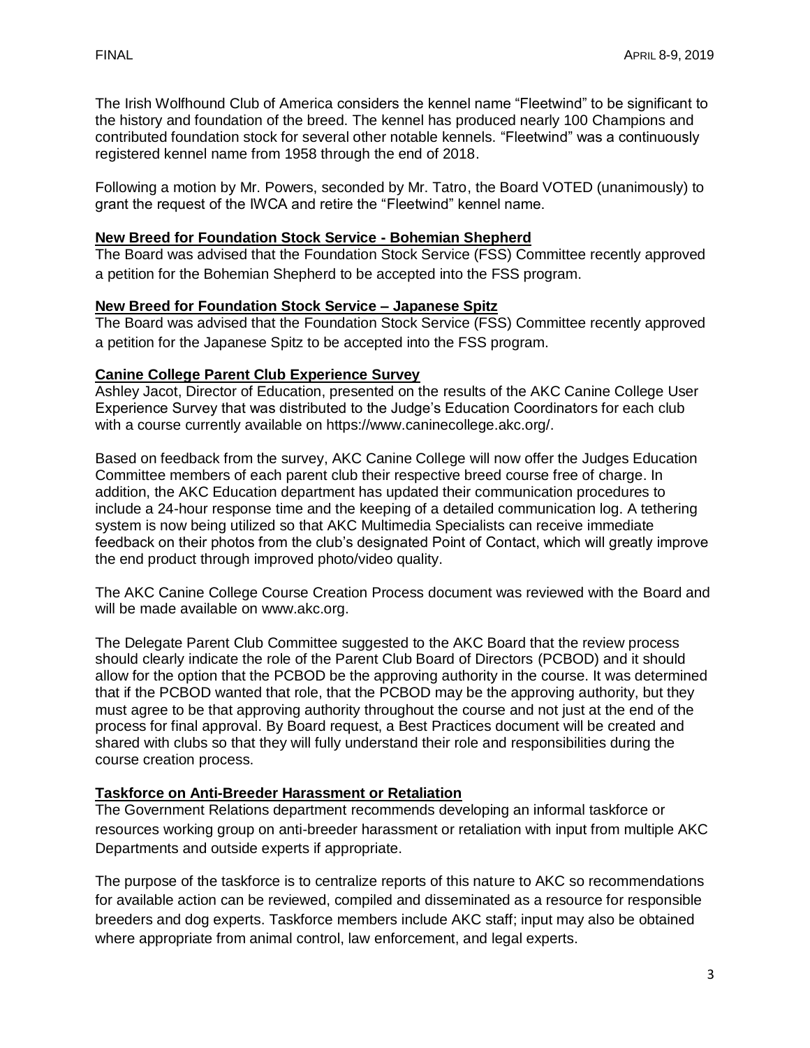The Irish Wolfhound Club of America considers the kennel name "Fleetwind" to be significant to the history and foundation of the breed. The kennel has produced nearly 100 Champions and contributed foundation stock for several other notable kennels. "Fleetwind" was a continuously registered kennel name from 1958 through the end of 2018.

Following a motion by Mr. Powers, seconded by Mr. Tatro, the Board VOTED (unanimously) to grant the request of the IWCA and retire the "Fleetwind" kennel name.

**New Breed for Foundation Stock Service - Bohemian Shepherd**

The Board was advised that the Foundation Stock Service (FSS) Committee recently approved a petition for the Bohemian Shepherd to be accepted into the FSS program.

**New Breed for Foundation Stock Service – Japanese Spitz**

The Board was advised that the Foundation Stock Service (FSS) Committee recently approved a petition for the Japanese Spitz to be accepted into the FSS program.

**Canine College Parent Club Experience Survey**

Ashley Jacot, Director of Education, presented on the results of the AKC Canine College User Experience Survey that was distributed to the Judge's Education Coordinators for each club with a course currently available on https://www.caninecollege.akc.org/.

Based on feedback from the survey, AKC Canine College will now offer the Judges Education Committee members of each parent club their respective breed course free of charge. In addition, the AKC Education department has updated their communication procedures to include a 24-hour response time and the keeping of a detailed communication log. A tethering system is now being utilized so that AKC Multimedia Specialists can receive immediate feedback on their photos from the club's designated Point of Contact, which will greatly improve the end product through improved photo/video quality.

The AKC Canine College Course Creation Process document was reviewed with the Board and will be made available on www.akc.org.

The Delegate Parent Club Committee suggested to the AKC Board that the review process should clearly indicate the role of the Parent Club Board of Directors (PCBOD) and it should allow for the option that the PCBOD be the approving authority in the course. It was determined that if the PCBOD wanted that role, that the PCBOD may be the approving authority, but they must agree to be that approving authority throughout the course and not just at the end of the process for final approval. By Board request, a Best Practices document will be created and shared with clubs so that they will fully understand their role and responsibilities during the course creation process.

**Taskforce on Anti-Breeder Harassment or Retaliation**

The Government Relations department recommends developing an informal taskforce or resources working group on anti-breeder harassment or retaliation with input from multiple AKC Departments and outside experts if appropriate.

The purpose of the taskforce is to centralize reports of this nature to AKC so recommendations for available action can be reviewed, compiled and disseminated as a resource for responsible breeders and dog experts. Taskforce members include AKC staff; input may also be obtained where appropriate from animal control, law enforcement, and legal experts.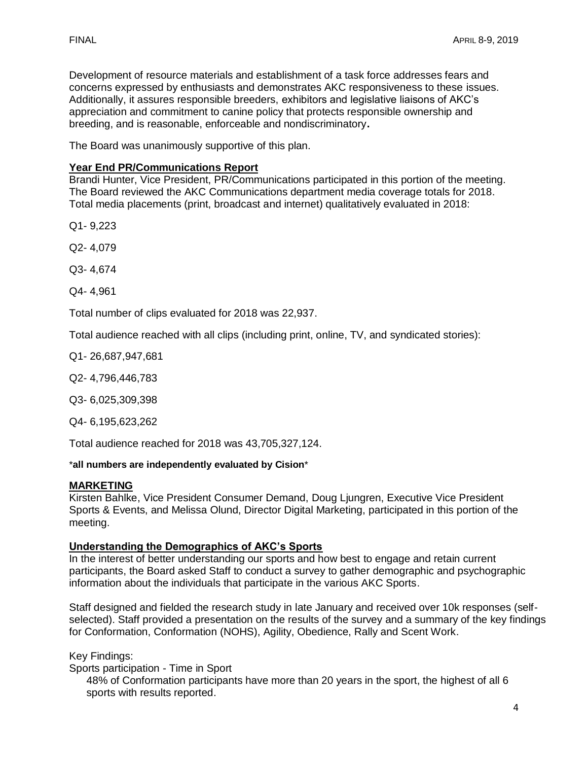Development of resource materials and establishment of a task force addresses fears and concerns expressed by enthusiasts and demonstrates AKC responsiveness to these issues. Additionally, it assures responsible breeders, exhibitors and legislative liaisons of AKC's appreciation and commitment to canine policy that protects responsible ownership and breeding, and is reasonable, enforceable and nondiscriminatory**.**

The Board was unanimously supportive of this plan.

**Year End PR/Communications Report**

Brandi Hunter, Vice President, PR/Communications participated in this portion of the meeting. The Board reviewed the AKC Communications department media coverage totals for 2018. Total media placements (print, broadcast and internet) qualitatively evaluated in 2018:

Q1- 9,223

Q2- 4,079

Q3- 4,674

Q4- 4,961

Total number of clips evaluated for 2018 was 22,937.

Total audience reached with all clips (including print, online, TV, and syndicated stories):

Q1- 26,687,947,681

Q2- 4,796,446,783

Q3- 6,025,309,398

Q4- 6,195,623,262

Total audience reached for 2018 was 43,705,327,124.

\***all numbers are independently evaluated by Cision**\*

## MARKETING

Kirsten Bahlke, Vice President Consumer Demand, Doug Ljungren, Executive Vice President Sports & Events, and Melissa Olund, Director Digital Marketing, participated in this portion of the meeting.

**Understanding the Demographics of AKC's Sports**

In the interest of better understanding our sports and how best to engage and retain current participants, the Board asked Staff to conduct a survey to gather demographic and psychographic information about the individuals that participate in the various AKC Sports.

Staff designed and fielded the research study in late January and received over 10k responses (self-selected). Staff provided a presentation on the results of the survey and a summary of the key findings for Conformation, Conformation (NOHS), Agility, Obedience, Rally and Scent Work.

Key Findings:

Sports participation - Time in Sport

48% of Conformation participants have more than 20 years in the sport, the highest of all 6 sports with results reported.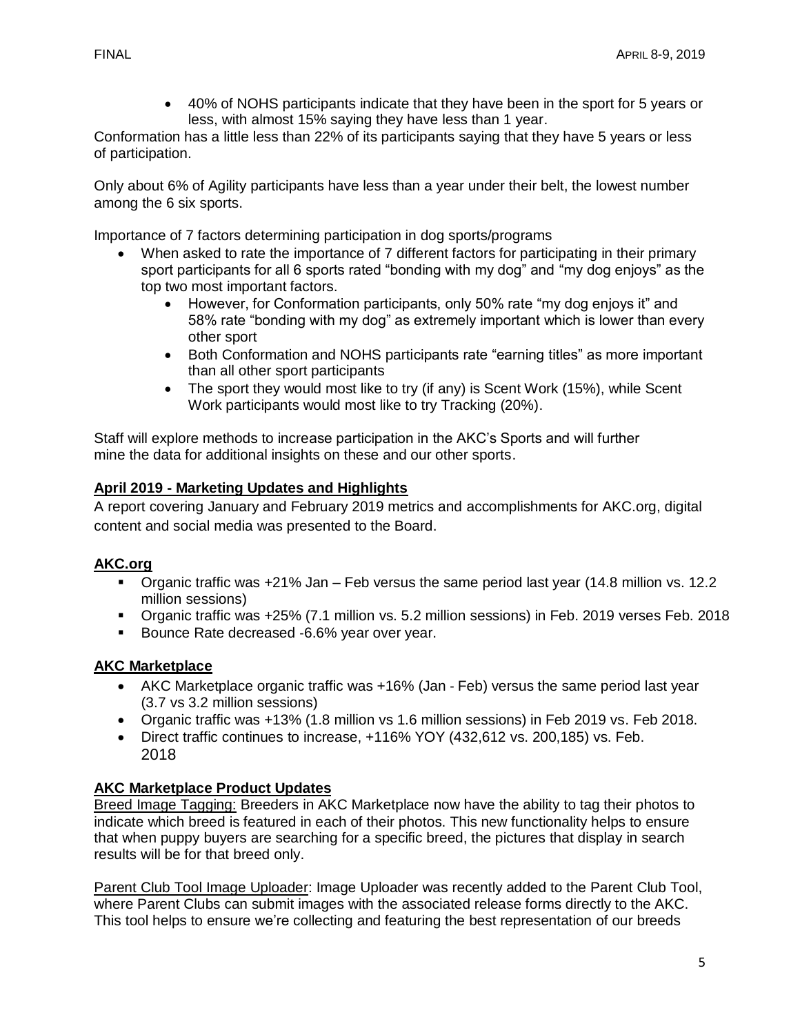- 40% of NOHS participants indicate that they have been in the sport for 5 years or less, with almost 15% saying they have less than 1 year.

Conformation has a little less than 22% of its participants saying that they have 5 years or less of participation.

Only about 6% of Agility participants have less than a year under their belt, the lowest number among the 6 six sports.

Importance of 7 factors determining participation in dog sports/programs

- When asked to rate the importance of 7 different factors for participating in their primary sport participants for all 6 sports rated "bonding with my dog" and "my dog enjoys" as the top two most important factors.
    - However, for Conformation participants, only 50% rate "my dog enjoys it" and 58% rate "bonding with my dog" as extremely important which is lower than every other sport
    - Both Conformation and NOHS participants rate "earning titles" as more important than all other sport participants
    - The sport they would most like to try (if any) is Scent Work (15%), while Scent Work participants would most like to try Tracking (20%).

Staff will explore methods to increase participation in the AKC's Sports and will further mine the data for additional insights on these and our other sports.

## April 2019 - Marketing Updates and Highlights

A report covering January and February 2019 metrics and accomplishments for AKC.org, digital content and social media was presented to the Board.

## AKC.org

- Organic traffic was +21% Jan – Feb versus the same period last year (14.8 million vs. 12.2 million sessions)
- Organic traffic was +25% (7.1 million vs. 5.2 million sessions) in Feb. 2019 verses Feb. 2018
- Bounce Rate decreased -6.6% year over year.

## AKC Marketplace

- AKC Marketplace organic traffic was +16% (Jan - Feb) versus the same period last year (3.7 vs 3.2 million sessions)
- Organic traffic was +13% (1.8 million vs 1.6 million sessions) in Feb 2019 vs. Feb 2018.
- Direct traffic continues to increase, +116% YOY (432,612 vs. 200,185) vs. Feb. 2018

## AKC Marketplace Product Updates

Breed Image Tagging: Breeders in AKC Marketplace now have the ability to tag their photos to indicate which breed is featured in each of their photos. This new functionality helps to ensure that when puppy buyers are searching for a specific breed, the pictures that display in search results will be for that breed only.

Parent Club Tool Image Uploader: Image Uploader was recently added to the Parent Club Tool, where Parent Clubs can submit images with the associated release forms directly to the AKC. This tool helps to ensure we're collecting and featuring the best representation of our breeds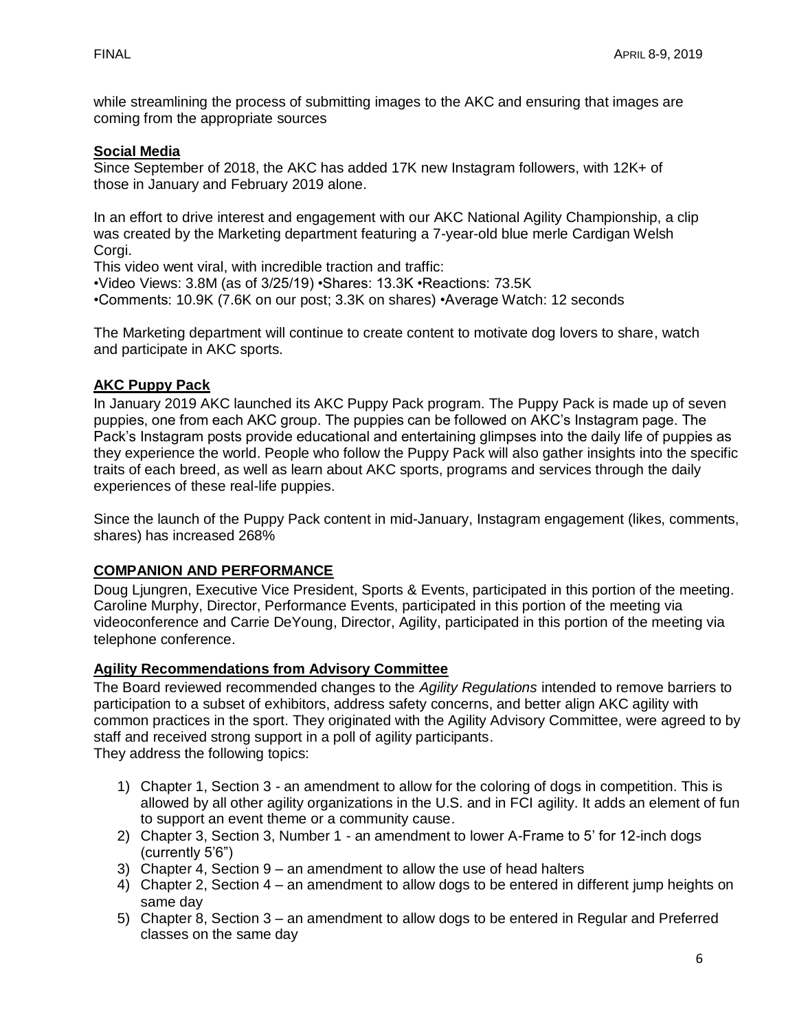while streamlining the process of submitting images to the AKC and ensuring that images are coming from the appropriate sources

**Social Media**

Since September of 2018, the AKC has added 17K new Instagram followers, with 12K+ of those in January and February 2019 alone.

In an effort to drive interest and engagement with our AKC National Agility Championship, a clip was created by the Marketing department featuring a 7-year-old blue merle Cardigan Welsh Corgi.

This video went viral, with incredible traction and traffic:

•Video Views: 3.8M (as of 3/25/19) •Shares: 13.3K •Reactions: 73.5K

•Comments: 10.9K (7.6K on our post; 3.3K on shares) •Average Watch: 12 seconds

The Marketing department will continue to create content to motivate dog lovers to share, watch and participate in AKC sports.

**AKC Puppy Pack**

In January 2019 AKC launched its AKC Puppy Pack program. The Puppy Pack is made up of seven puppies, one from each AKC group. The puppies can be followed on AKC's Instagram page. The Pack's Instagram posts provide educational and entertaining glimpses into the daily life of puppies as they experience the world. People who follow the Puppy Pack will also gather insights into the specific traits of each breed, as well as learn about AKC sports, programs and services through the daily experiences of these real-life puppies.

Since the launch of the Puppy Pack content in mid-January, Instagram engagement (likes, comments, shares) has increased 268%

**COMPANION AND PERFORMANCE**

Doug Ljungren, Executive Vice President, Sports & Events, participated in this portion of the meeting. Caroline Murphy, Director, Performance Events, participated in this portion of the meeting via videoconference and Carrie DeYoung, Director, Agility, participated in this portion of the meeting via telephone conference.

**Agility Recommendations from Advisory Committee**

The Board reviewed recommended changes to the *Agility Regulations* intended to remove barriers to participation to a subset of exhibitors, address safety concerns, and better align AKC agility with common practices in the sport. They originated with the Agility Advisory Committee, were agreed to by staff and received strong support in a poll of agility participants.

They address the following topics:

1) Chapter 1, Section 3 - an amendment to allow for the coloring of dogs in competition. This is allowed by all other agility organizations in the U.S. and in FCI agility. It adds an element of fun to support an event theme or a community cause.
2) Chapter 3, Section 3, Number 1 - an amendment to lower A-Frame to 5' for 12-inch dogs (currently 5'6")
3) Chapter 4, Section 9 – an amendment to allow the use of head halters
4) Chapter 2, Section 4 – an amendment to allow dogs to be entered in different jump heights on same day
5) Chapter 8, Section 3 – an amendment to allow dogs to be entered in Regular and Preferred classes on the same day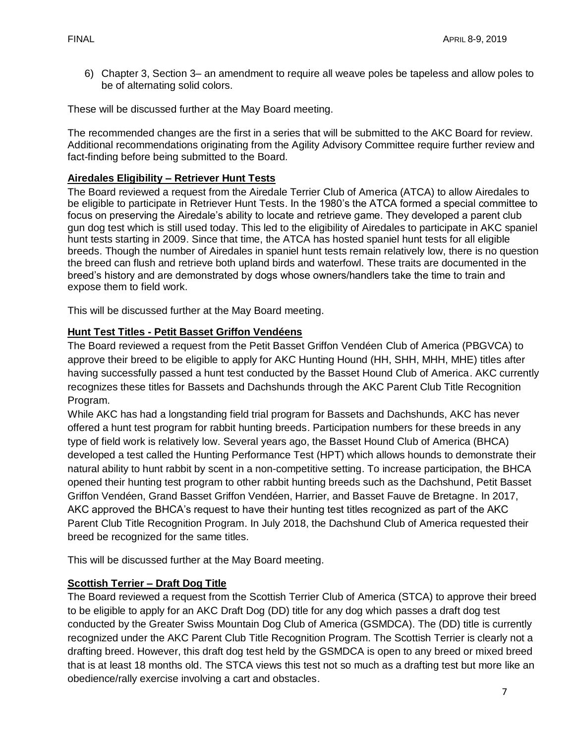6) Chapter 3, Section 3– an amendment to require all weave poles be tapeless and allow poles to be of alternating solid colors.

These will be discussed further at the May Board meeting.

The recommended changes are the first in a series that will be submitted to the AKC Board for review. Additional recommendations originating from the Agility Advisory Committee require further review and fact-finding before being submitted to the Board.

**Airedales Eligibility – Retriever Hunt Tests**

The Board reviewed a request from the Airedale Terrier Club of America (ATCA) to allow Airedales to be eligible to participate in Retriever Hunt Tests. In the 1980's the ATCA formed a special committee to focus on preserving the Airedale's ability to locate and retrieve game. They developed a parent club gun dog test which is still used today. This led to the eligibility of Airedales to participate in AKC spaniel hunt tests starting in 2009. Since that time, the ATCA has hosted spaniel hunt tests for all eligible breeds. Though the number of Airedales in spaniel hunt tests remain relatively low, there is no question the breed can flush and retrieve both upland birds and waterfowl. These traits are documented in the breed's history and are demonstrated by dogs whose owners/handlers take the time to train and expose them to field work.

This will be discussed further at the May Board meeting.

**Hunt Test Titles - Petit Basset Griffon Vendéens**

The Board reviewed a request from the Petit Basset Griffon Vendéen Club of America (PBGVCA) to approve their breed to be eligible to apply for AKC Hunting Hound (HH, SHH, MHH, MHE) titles after having successfully passed a hunt test conducted by the Basset Hound Club of America. AKC currently recognizes these titles for Bassets and Dachshunds through the AKC Parent Club Title Recognition Program.

While AKC has had a longstanding field trial program for Bassets and Dachshunds, AKC has never offered a hunt test program for rabbit hunting breeds. Participation numbers for these breeds in any type of field work is relatively low. Several years ago, the Basset Hound Club of America (BHCA) developed a test called the Hunting Performance Test (HPT) which allows hounds to demonstrate their natural ability to hunt rabbit by scent in a non-competitive setting. To increase participation, the BHCA opened their hunting test program to other rabbit hunting breeds such as the Dachshund, Petit Basset Griffon Vendéen, Grand Basset Griffon Vendéen, Harrier, and Basset Fauve de Bretagne. In 2017, AKC approved the BHCA's request to have their hunting test titles recognized as part of the AKC Parent Club Title Recognition Program. In July 2018, the Dachshund Club of America requested their breed be recognized for the same titles.

This will be discussed further at the May Board meeting.

**Scottish Terrier – Draft Dog Title**

The Board reviewed a request from the Scottish Terrier Club of America (STCA) to approve their breed to be eligible to apply for an AKC Draft Dog (DD) title for any dog which passes a draft dog test conducted by the Greater Swiss Mountain Dog Club of America (GSMDCA). The (DD) title is currently recognized under the AKC Parent Club Title Recognition Program. The Scottish Terrier is clearly not a drafting breed. However, this draft dog test held by the GSMDCA is open to any breed or mixed breed that is at least 18 months old. The STCA views this test not so much as a drafting test but more like an obedience/rally exercise involving a cart and obstacles.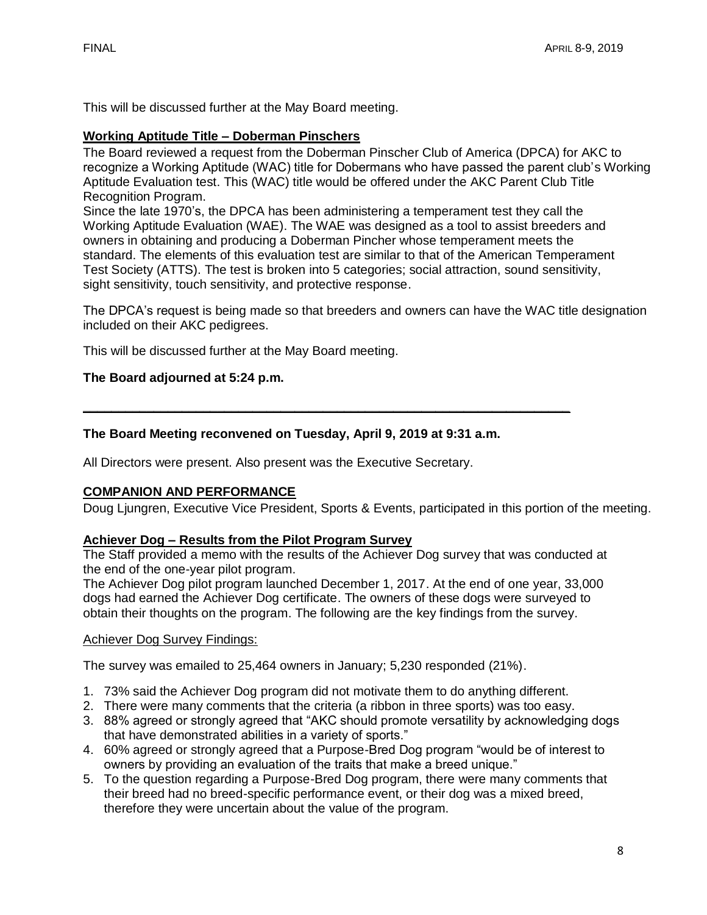This will be discussed further at the May Board meeting.

**Working Aptitude Title – Doberman Pinschers**

The Board reviewed a request from the Doberman Pinscher Club of America (DPCA) for AKC to recognize a Working Aptitude (WAC) title for Dobermans who have passed the parent club's Working Aptitude Evaluation test. This (WAC) title would be offered under the AKC Parent Club Title Recognition Program.

Since the late 1970's, the DPCA has been administering a temperament test they call the Working Aptitude Evaluation (WAE). The WAE was designed as a tool to assist breeders and owners in obtaining and producing a Doberman Pincher whose temperament meets the standard. The elements of this evaluation test are similar to that of the American Temperament Test Society (ATTS). The test is broken into 5 categories; social attraction, sound sensitivity, sight sensitivity, touch sensitivity, and protective response.

The DPCA's request is being made so that breeders and owners can have the WAC title designation included on their AKC pedigrees.

This will be discussed further at the May Board meeting.

**The Board adjourned at 5:24 p.m.**

---

**The Board Meeting reconvened on Tuesday, April 9, 2019 at 9:31 a.m.**

All Directors were present. Also present was the Executive Secretary.

**COMPANION AND PERFORMANCE**

Doug Ljungren, Executive Vice President, Sports & Events, participated in this portion of the meeting.

**Achiever Dog – Results from the Pilot Program Survey**

The Staff provided a memo with the results of the Achiever Dog survey that was conducted at the end of the one-year pilot program.

The Achiever Dog pilot program launched December 1, 2017. At the end of one year, 33,000 dogs had earned the Achiever Dog certificate. The owners of these dogs were surveyed to obtain their thoughts on the program. The following are the key findings from the survey.

Achiever Dog Survey Findings:

The survey was emailed to 25,464 owners in January; 5,230 responded (21%).

1. 73% said the Achiever Dog program did not motivate them to do anything different.
2. There were many comments that the criteria (a ribbon in three sports) was too easy.
3. 88% agreed or strongly agreed that "AKC should promote versatility by acknowledging dogs that have demonstrated abilities in a variety of sports."
4. 60% agreed or strongly agreed that a Purpose-Bred Dog program "would be of interest to owners by providing an evaluation of the traits that make a breed unique."
5. To the question regarding a Purpose-Bred Dog program, there were many comments that their breed had no breed-specific performance event, or their dog was a mixed breed, therefore they were uncertain about the value of the program.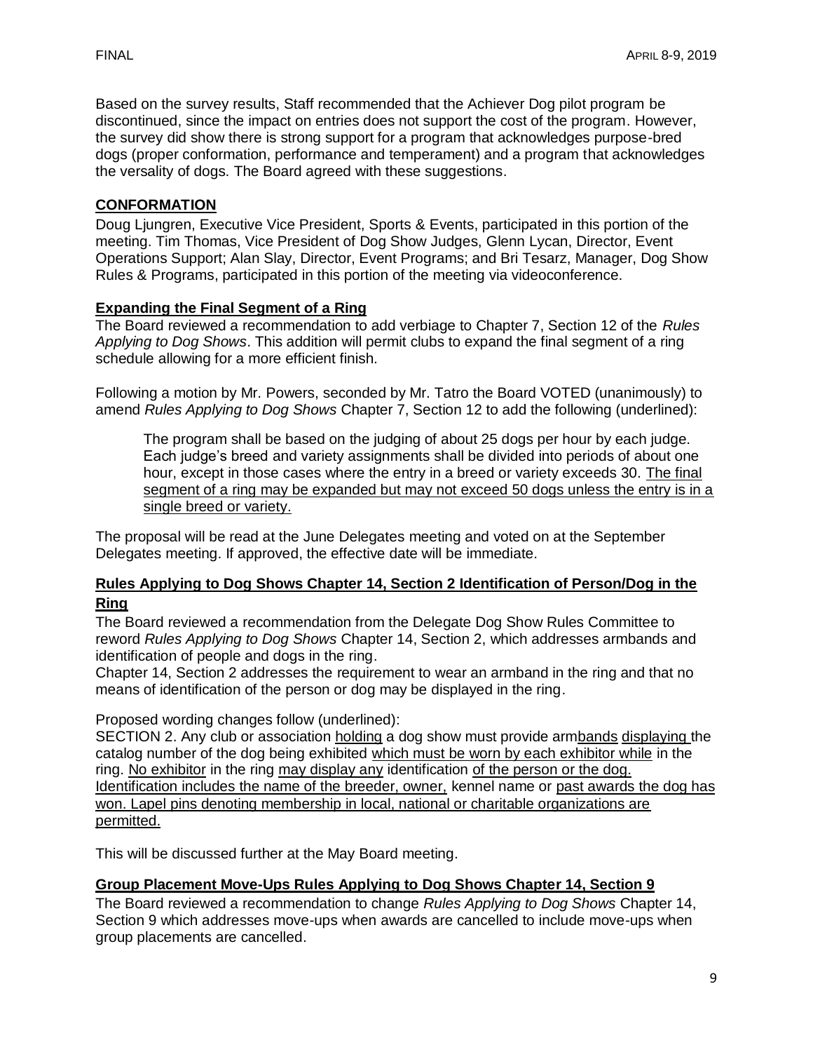Based on the survey results, Staff recommended that the Achiever Dog pilot program be discontinued, since the impact on entries does not support the cost of the program. However, the survey did show there is strong support for a program that acknowledges purpose-bred dogs (proper conformation, performance and temperament) and a program that acknowledges the versality of dogs. The Board agreed with these suggestions.

## CONFORMATION

Doug Ljungren, Executive Vice President, Sports & Events, participated in this portion of the meeting. Tim Thomas, Vice President of Dog Show Judges, Glenn Lycan, Director, Event Operations Support; Alan Slay, Director, Event Programs; and Bri Tesarz, Manager, Dog Show Rules & Programs, participated in this portion of the meeting via videoconference.

### Expanding the Final Segment of a Ring

The Board reviewed a recommendation to add verbiage to Chapter 7, Section 12 of the *Rules Applying to Dog Shows*. This addition will permit clubs to expand the final segment of a ring schedule allowing for a more efficient finish.

Following a motion by Mr. Powers, seconded by Mr. Tatro the Board VOTED (unanimously) to amend *Rules Applying to Dog Shows* Chapter 7, Section 12 to add the following (underlined):

> The program shall be based on the judging of about 25 dogs per hour by each judge. Each judge's breed and variety assignments shall be divided into periods of about one hour, except in those cases where the entry in a breed or variety exceeds 30. <u>The final segment of a ring may be expanded but may not exceed 50 dogs unless the entry is in a single breed or variety.</u>

The proposal will be read at the June Delegates meeting and voted on at the September Delegates meeting. If approved, the effective date will be immediate.

### Rules Applying to Dog Shows Chapter 14, Section 2 Identification of Person/Dog in the Ring

The Board reviewed a recommendation from the Delegate Dog Show Rules Committee to reword *Rules Applying to Dog Shows* Chapter 14, Section 2, which addresses armbands and identification of people and dogs in the ring.

Chapter 14, Section 2 addresses the requirement to wear an armband in the ring and that no means of identification of the person or dog may be displayed in the ring.

Proposed wording changes follow (underlined):

SECTION 2. Any club or association <u>holding</u> a dog show must provide arm<u>bands</u> <u>displaying</u> the catalog number of the dog being exhibited <u>which must be worn by each exhibitor while</u> in the ring. <u>No exhibitor</u> in the ring <u>may display any</u> identification <u>of the person or the dog. Identification includes the name of the breeder, owner,</u> kennel name or <u>past awards the dog has won. Lapel pins denoting membership in local, national or charitable organizations are permitted.</u>

This will be discussed further at the May Board meeting.

### Group Placement Move-Ups Rules Applying to Dog Shows Chapter 14, Section 9

The Board reviewed a recommendation to change *Rules Applying to Dog Shows* Chapter 14, Section 9 which addresses move-ups when awards are cancelled to include move-ups when group placements are cancelled.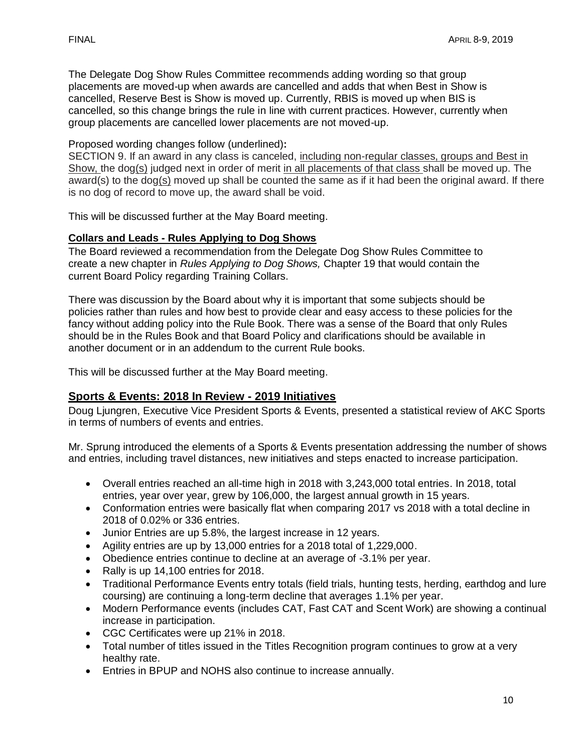The Delegate Dog Show Rules Committee recommends adding wording so that group placements are moved-up when awards are cancelled and adds that when Best in Show is cancelled, Reserve Best is Show is moved up. Currently, RBIS is moved up when BIS is cancelled, so this change brings the rule in line with current practices. However, currently when group placements are cancelled lower placements are not moved-up.

Proposed wording changes follow (underlined)**:**
SECTION 9. If an award in any class is canceled, <u>including non-regular classes, groups and Best in Show,</u> the dog<u>(s)</u> judged next in order of merit <u>in all placements of that class</u> shall be moved up. The award(s) to the dog<u>(s)</u> moved up shall be counted the same as if it had been the original award. If there is no dog of record to move up, the award shall be void.

This will be discussed further at the May Board meeting.

### Collars and Leads - Rules Applying to Dog Shows

The Board reviewed a recommendation from the Delegate Dog Show Rules Committee to create a new chapter in *Rules Applying to Dog Shows,* Chapter 19 that would contain the current Board Policy regarding Training Collars.

There was discussion by the Board about why it is important that some subjects should be policies rather than rules and how best to provide clear and easy access to these policies for the fancy without adding policy into the Rule Book. There was a sense of the Board that only Rules should be in the Rules Book and that Board Policy and clarifications should be available in another document or in an addendum to the current Rule books.

This will be discussed further at the May Board meeting.

## Sports & Events: 2018 In Review - 2019 Initiatives

Doug Ljungren, Executive Vice President Sports & Events, presented a statistical review of AKC Sports in terms of numbers of events and entries.

Mr. Sprung introduced the elements of a Sports & Events presentation addressing the number of shows and entries, including travel distances, new initiatives and steps enacted to increase participation.

- Overall entries reached an all-time high in 2018 with 3,243,000 total entries. In 2018, total entries, year over year, grew by 106,000, the largest annual growth in 15 years.
- Conformation entries were basically flat when comparing 2017 vs 2018 with a total decline in 2018 of 0.02% or 336 entries.
- Junior Entries are up 5.8%, the largest increase in 12 years.
- Agility entries are up by 13,000 entries for a 2018 total of 1,229,000.
- Obedience entries continue to decline at an average of -3.1% per year.
- Rally is up 14,100 entries for 2018.
- Traditional Performance Events entry totals (field trials, hunting tests, herding, earthdog and lure coursing) are continuing a long-term decline that averages 1.1% per year.
- Modern Performance events (includes CAT, Fast CAT and Scent Work) are showing a continual increase in participation.
- CGC Certificates were up 21% in 2018.
- Total number of titles issued in the Titles Recognition program continues to grow at a very healthy rate.
- Entries in BPUP and NOHS also continue to increase annually.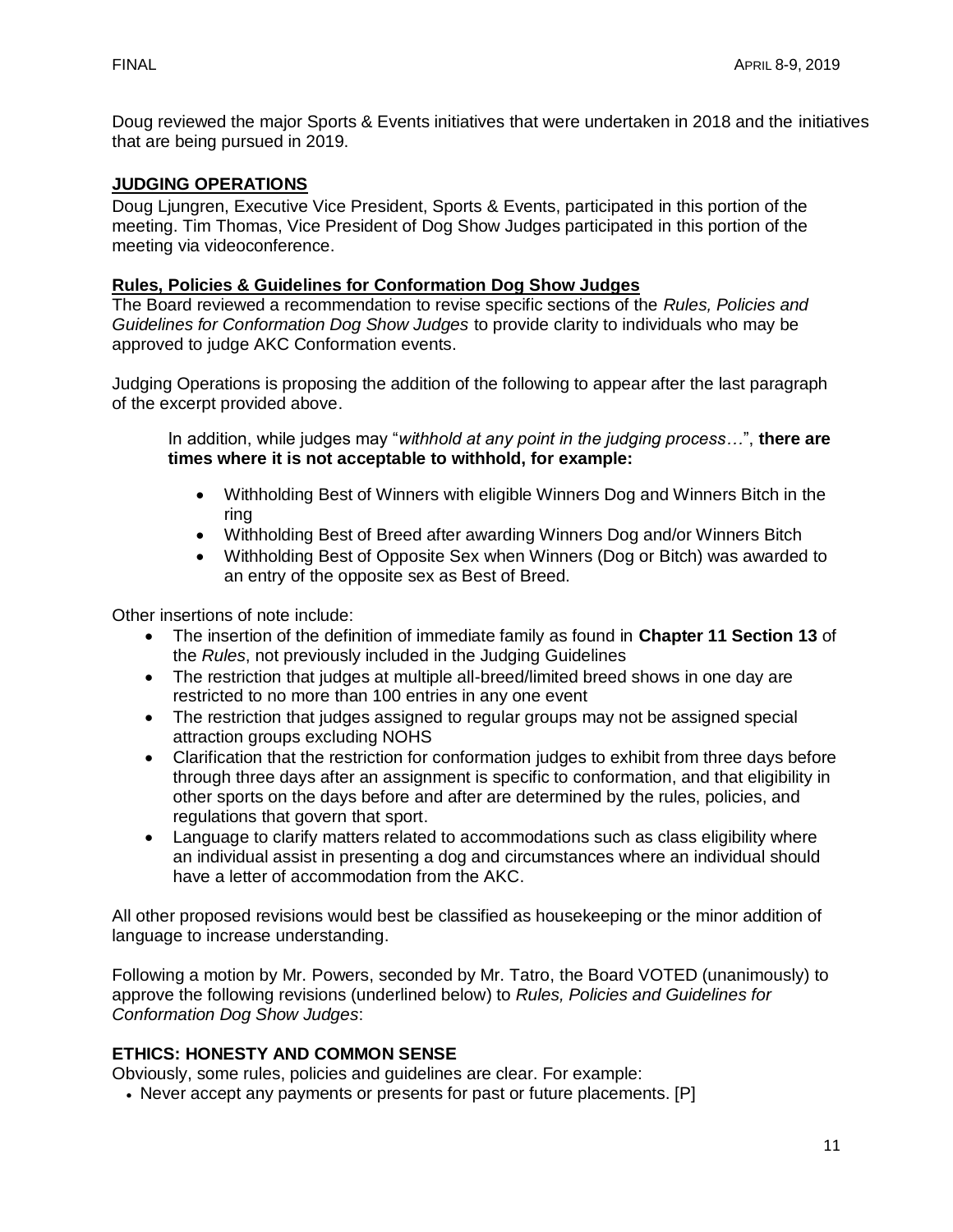Doug reviewed the major Sports & Events initiatives that were undertaken in 2018 and the initiatives that are being pursued in 2019.

## JUDGING OPERATIONS

Doug Ljungren, Executive Vice President, Sports & Events, participated in this portion of the meeting. Tim Thomas, Vice President of Dog Show Judges participated in this portion of the meeting via videoconference.

### Rules, Policies & Guidelines for Conformation Dog Show Judges

The Board reviewed a recommendation to revise specific sections of the *Rules, Policies and Guidelines for Conformation Dog Show Judges* to provide clarity to individuals who may be approved to judge AKC Conformation events.

Judging Operations is proposing the addition of the following to appear after the last paragraph of the excerpt provided above.

> In addition, while judges may "*withhold at any point in the judging process…*", **there are times where it is not acceptable to withhold, for example:**
>
> - Withholding Best of Winners with eligible Winners Dog and Winners Bitch in the ring
> - Withholding Best of Breed after awarding Winners Dog and/or Winners Bitch
> - Withholding Best of Opposite Sex when Winners (Dog or Bitch) was awarded to an entry of the opposite sex as Best of Breed.

Other insertions of note include:

- The insertion of the definition of immediate family as found in **Chapter 11 Section 13** of the *Rules*, not previously included in the Judging Guidelines
- The restriction that judges at multiple all-breed/limited breed shows in one day are restricted to no more than 100 entries in any one event
- The restriction that judges assigned to regular groups may not be assigned special attraction groups excluding NOHS
- Clarification that the restriction for conformation judges to exhibit from three days before through three days after an assignment is specific to conformation, and that eligibility in other sports on the days before and after are determined by the rules, policies, and regulations that govern that sport.
- Language to clarify matters related to accommodations such as class eligibility where an individual assist in presenting a dog and circumstances where an individual should have a letter of accommodation from the AKC.

All other proposed revisions would best be classified as housekeeping or the minor addition of language to increase understanding.

Following a motion by Mr. Powers, seconded by Mr. Tatro, the Board VOTED (unanimously) to approve the following revisions (underlined below) to *Rules, Policies and Guidelines for Conformation Dog Show Judges*:

**ETHICS: HONESTY AND COMMON SENSE**

Obviously, some rules, policies and guidelines are clear. For example:

- Never accept any payments or presents for past or future placements. [P]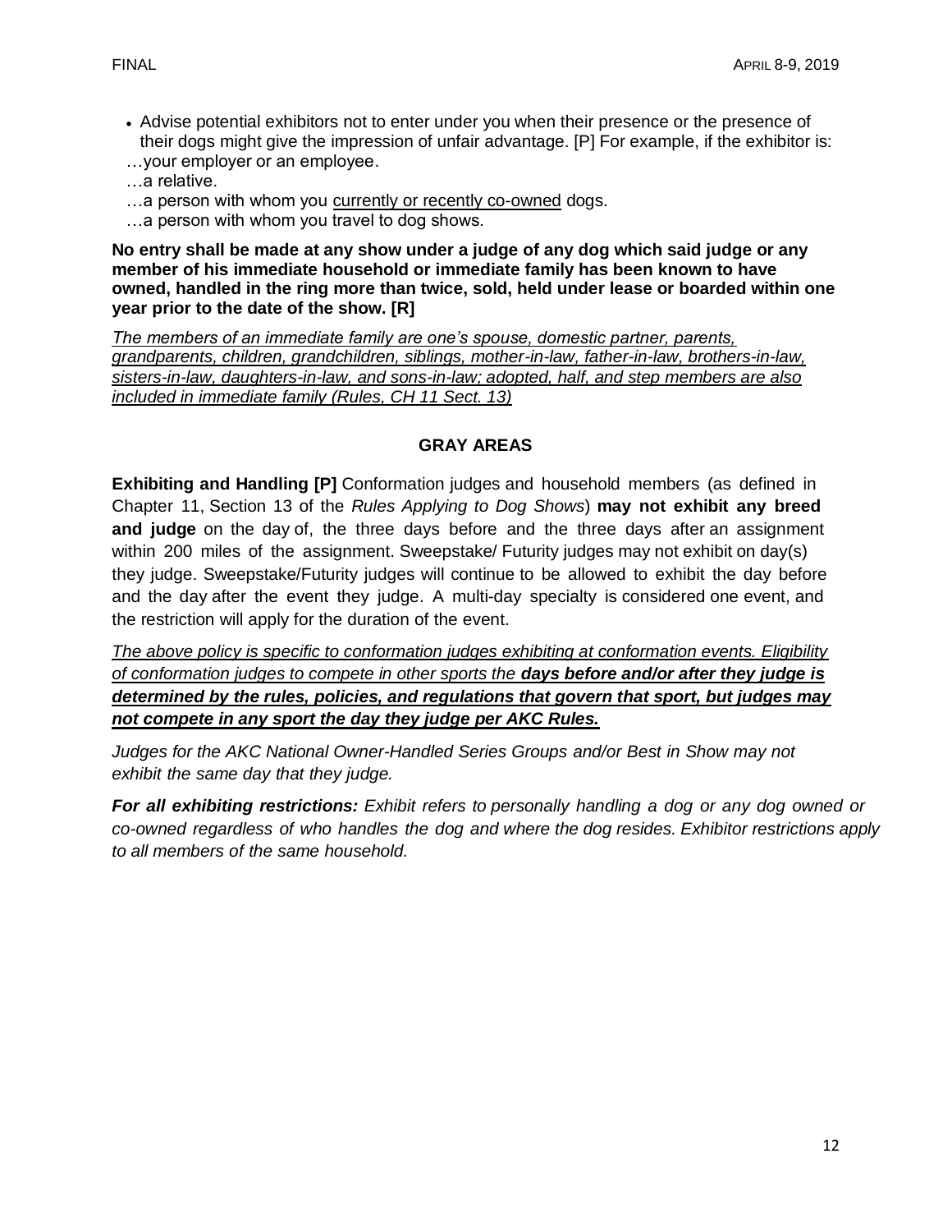- Advise potential exhibitors not to enter under you when their presence or the presence of their dogs might give the impression of unfair advantage. [P] For example, if the exhibitor is:

…your employer or an employee.

…a relative.

…a person with whom you <u>currently or recently co-owned</u> dogs.

…a person with whom you travel to dog shows.

**No entry shall be made at any show under a judge of any dog which said judge or any member of his immediate household or immediate family has been known to have owned, handled in the ring more than twice, sold, held under lease or boarded within one year prior to the date of the show. [R]**

<u>*The members of an immediate family are one's spouse, domestic partner, parents, grandparents, children, grandchildren, siblings, mother-in-law, father-in-law, brothers-in-law, sisters-in-law, daughters-in-law, and sons-in-law; adopted, half, and step members are also included in immediate family (Rules, CH 11 Sect. 13)*</u>

## GRAY AREAS

**Exhibiting and Handling [P]** Conformation judges and household members (as defined in Chapter 11, Section 13 of the *Rules Applying to Dog Shows*) **may not exhibit any breed and judge** on the day of, the three days before and the three days after an assignment within 200 miles of the assignment. Sweepstake/ Futurity judges may not exhibit on day(s) they judge. Sweepstake/Futurity judges will continue to be allowed to exhibit the day before and the day after the event they judge. A multi-day specialty is considered one event, and the restriction will apply for the duration of the event.

<u>*The above policy is specific to conformation judges exhibiting at conformation events. Eligibility of conformation judges to compete in other sports the **days before and/or after they judge is determined by the rules, policies, and regulations that govern that sport, but judges may not compete in any sport the day they judge per AKC Rules.***</u>

*Judges for the AKC National Owner-Handled Series Groups and/or Best in Show may not exhibit the same day that they judge.*

***For all exhibiting restrictions:** Exhibit refers to personally handling a dog or any dog owned or co-owned regardless of who handles the dog and where the dog resides. Exhibitor restrictions apply to all members of the same household.*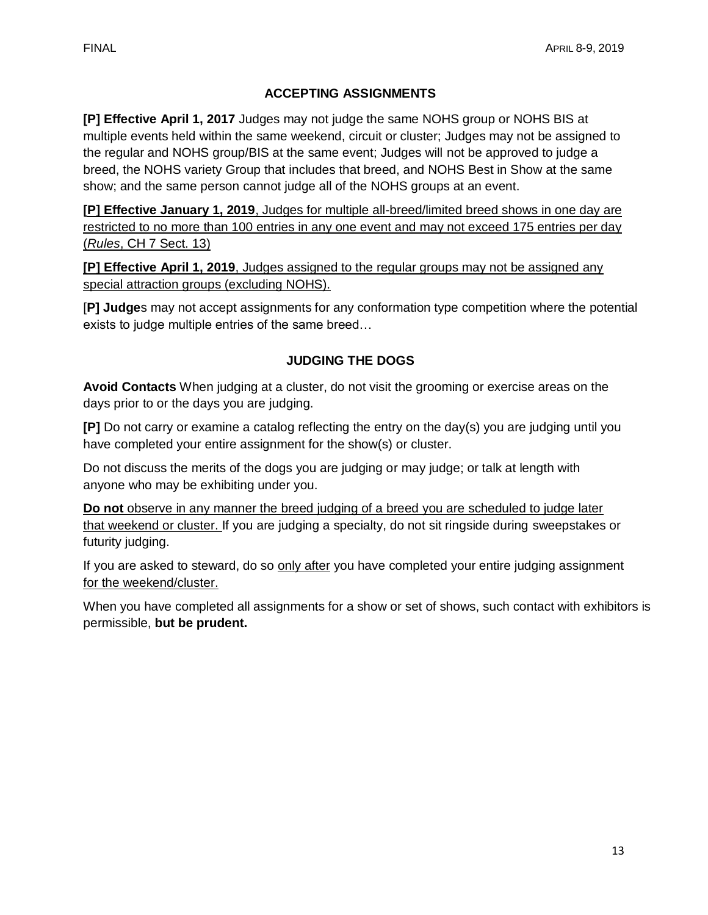## ACCEPTING ASSIGNMENTS

**[P] Effective April 1, 2017** Judges may not judge the same NOHS group or NOHS BIS at multiple events held within the same weekend, circuit or cluster; Judges may not be assigned to the regular and NOHS group/BIS at the same event; Judges will not be approved to judge a breed, the NOHS variety Group that includes that breed, and NOHS Best in Show at the same show; and the same person cannot judge all of the NOHS groups at an event.

**[P] Effective January 1, 2019**, Judges for multiple all-breed/limited breed shows in one day are restricted to no more than 100 entries in any one event and may not exceed 175 entries per day (*Rules*, CH 7 Sect. 13)

**[P] Effective April 1, 2019**, Judges assigned to the regular groups may not be assigned any special attraction groups (excluding NOHS).

[**P] Judge**s may not accept assignments for any conformation type competition where the potential exists to judge multiple entries of the same breed…

## JUDGING THE DOGS

**Avoid Contacts** When judging at a cluster, do not visit the grooming or exercise areas on the days prior to or the days you are judging.

**[P]** Do not carry or examine a catalog reflecting the entry on the day(s) you are judging until you have completed your entire assignment for the show(s) or cluster.

Do not discuss the merits of the dogs you are judging or may judge; or talk at length with anyone who may be exhibiting under you.

**Do not** observe in any manner the breed judging of a breed you are scheduled to judge later that weekend or cluster. If you are judging a specialty, do not sit ringside during sweepstakes or futurity judging.

If you are asked to steward, do so only after you have completed your entire judging assignment for the weekend/cluster.

When you have completed all assignments for a show or set of shows, such contact with exhibitors is permissible, **but be prudent.**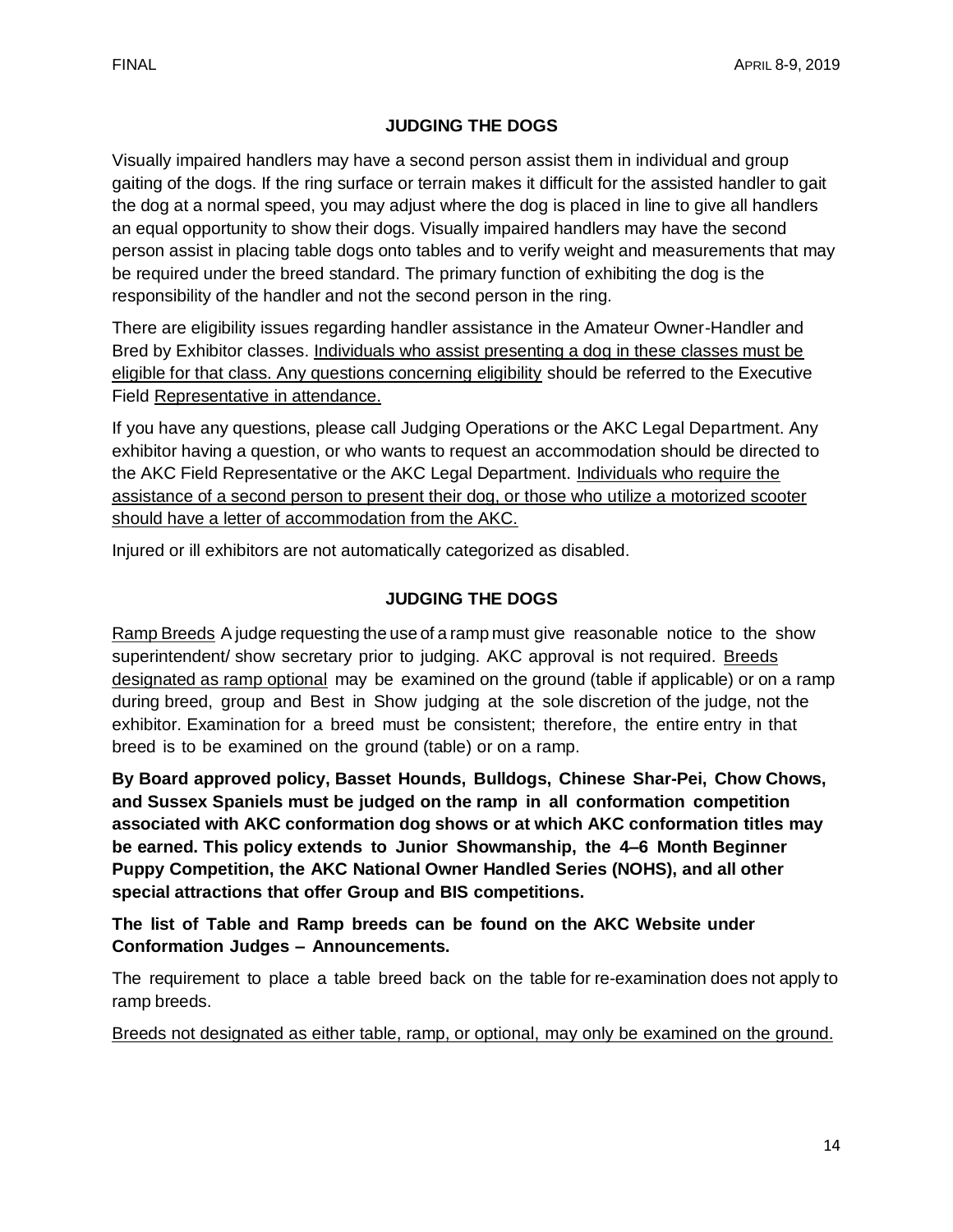## JUDGING THE DOGS

Visually impaired handlers may have a second person assist them in individual and group gaiting of the dogs. If the ring surface or terrain makes it difficult for the assisted handler to gait the dog at a normal speed, you may adjust where the dog is placed in line to give all handlers an equal opportunity to show their dogs. Visually impaired handlers may have the second person assist in placing table dogs onto tables and to verify weight and measurements that may be required under the breed standard. The primary function of exhibiting the dog is the responsibility of the handler and not the second person in the ring.

There are eligibility issues regarding handler assistance in the Amateur Owner-Handler and Bred by Exhibitor classes. <u>Individuals who assist presenting a dog in these classes must be eligible for that class. Any questions concerning eligibility</u> should be referred to the Executive Field <u>Representative in attendance.</u>

If you have any questions, please call Judging Operations or the AKC Legal Department. Any exhibitor having a question, or who wants to request an accommodation should be directed to the AKC Field Representative or the AKC Legal Department. <u>Individuals who require the assistance of a second person to present their dog, or those who utilize a motorized scooter should have a letter of accommodation from the AKC.</u>

Injured or ill exhibitors are not automatically categorized as disabled.

## JUDGING THE DOGS

<u>Ramp Breeds</u> A judge requesting the use of a ramp must give reasonable notice to the show superintendent/ show secretary prior to judging. AKC approval is not required. <u>Breeds designated as ramp optional</u> may be examined on the ground (table if applicable) or on a ramp during breed, group and Best in Show judging at the sole discretion of the judge, not the exhibitor. Examination for a breed must be consistent; therefore, the entire entry in that breed is to be examined on the ground (table) or on a ramp.

**By Board approved policy, Basset Hounds, Bulldogs, Chinese Shar-Pei, Chow Chows, and Sussex Spaniels must be judged on the ramp in all conformation competition associated with AKC conformation dog shows or at which AKC conformation titles may be earned. This policy extends to Junior Showmanship, the 4–6 Month Beginner Puppy Competition, the AKC National Owner Handled Series (NOHS), and all other special attractions that offer Group and BIS competitions.**

**The list of Table and Ramp breeds can be found on the AKC Website under Conformation Judges – Announcements.**

The requirement to place a table breed back on the table for re-examination does not apply to ramp breeds.

<u>Breeds not designated as either table, ramp, or optional, may only be examined on the ground.</u>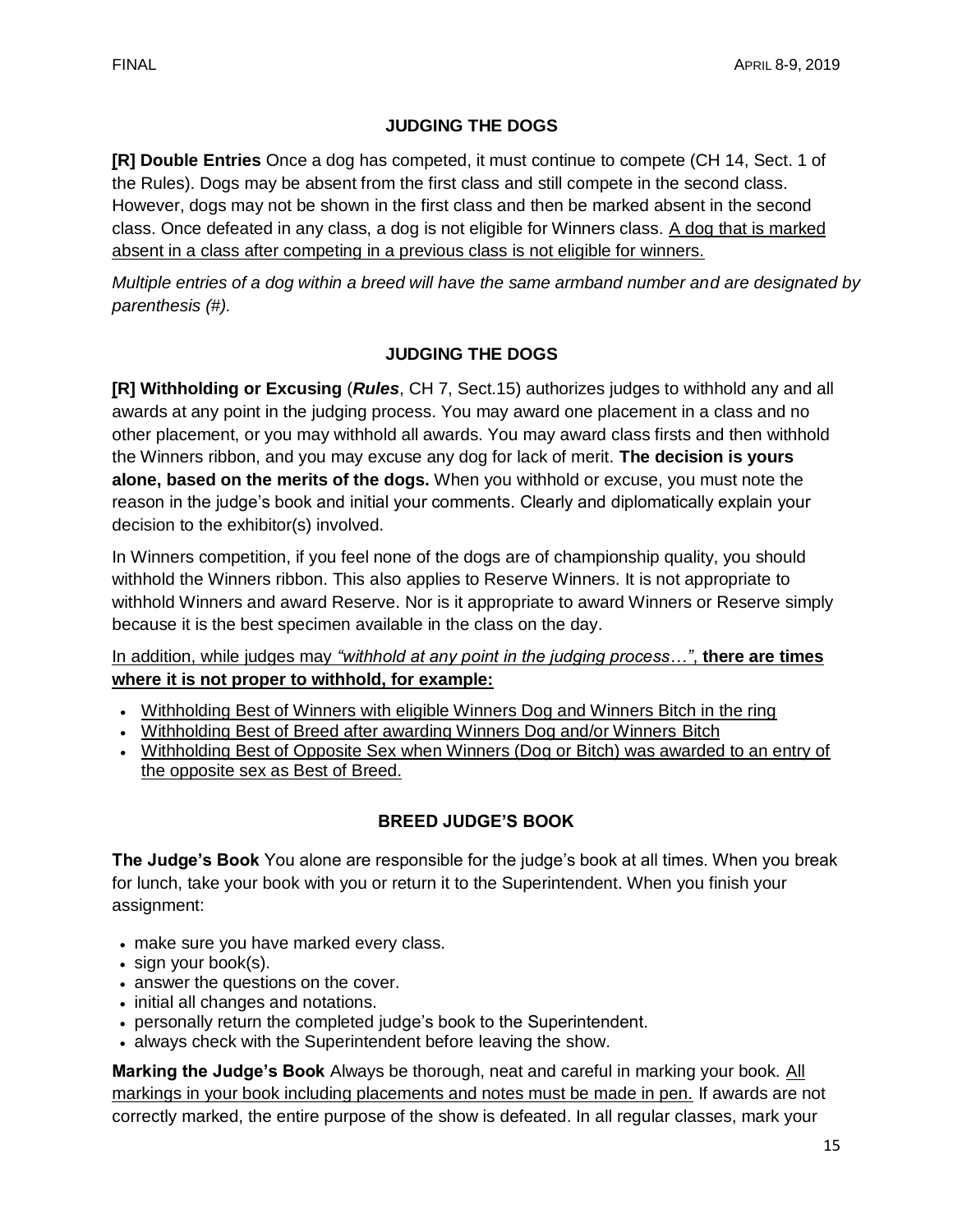## JUDGING THE DOGS

**[R] Double Entries** Once a dog has competed, it must continue to compete (CH 14, Sect. 1 of the Rules). Dogs may be absent from the first class and still compete in the second class. However, dogs may not be shown in the first class and then be marked absent in the second class. Once defeated in any class, a dog is not eligible for Winners class. <u>A dog that is marked absent in a class after competing in a previous class is not eligible for winners.</u>

*Multiple entries of a dog within a breed will have the same armband number and are designated by parenthesis (#).*

## JUDGING THE DOGS

**[R] Withholding or Excusing** (***Rules***, CH 7, Sect.15) authorizes judges to withhold any and all awards at any point in the judging process. You may award one placement in a class and no other placement, or you may withhold all awards. You may award class firsts and then withhold the Winners ribbon, and you may excuse any dog for lack of merit. **The decision is yours alone, based on the merits of the dogs.** When you withhold or excuse, you must note the reason in the judge's book and initial your comments. Clearly and diplomatically explain your decision to the exhibitor(s) involved.

In Winners competition, if you feel none of the dogs are of championship quality, you should withhold the Winners ribbon. This also applies to Reserve Winners. It is not appropriate to withhold Winners and award Reserve. Nor is it appropriate to award Winners or Reserve simply because it is the best specimen available in the class on the day.

<u>In addition, while judges may *"withhold at any point in the judging process…"*, **there are times where it is not proper to withhold, for example:**</u>

- <u>Withholding Best of Winners with eligible Winners Dog and Winners Bitch in the ring</u>
- <u>Withholding Best of Breed after awarding Winners Dog and/or Winners Bitch</u>
- <u>Withholding Best of Opposite Sex when Winners (Dog or Bitch) was awarded to an entry of the opposite sex as Best of Breed.</u>

## BREED JUDGE'S BOOK

**The Judge's Book** You alone are responsible for the judge's book at all times. When you break for lunch, take your book with you or return it to the Superintendent. When you finish your assignment:

- make sure you have marked every class.
- sign your book(s).
- answer the questions on the cover.
- initial all changes and notations.
- personally return the completed judge's book to the Superintendent.
- always check with the Superintendent before leaving the show.

**Marking the Judge's Book** Always be thorough, neat and careful in marking your book. <u>All markings in your book including placements and notes must be made in pen.</u> If awards are not correctly marked, the entire purpose of the show is defeated. In all regular classes, mark your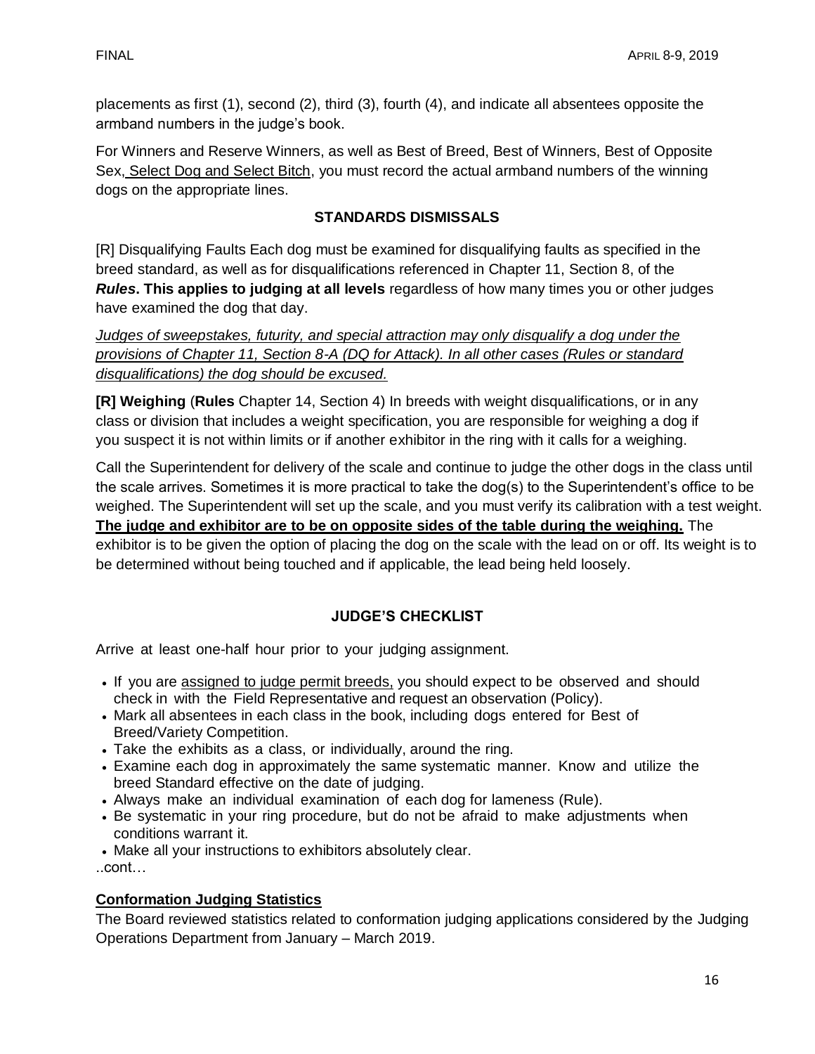placements as first (1), second (2), third (3), fourth (4), and indicate all absentees opposite the armband numbers in the judge's book.

For Winners and Reserve Winners, as well as Best of Breed, Best of Winners, Best of Opposite Sex, <u>Select Dog and Select Bitch</u>, you must record the actual armband numbers of the winning dogs on the appropriate lines.

### STANDARDS DISMISSALS

[R] Disqualifying Faults Each dog must be examined for disqualifying faults as specified in the breed standard, as well as for disqualifications referenced in Chapter 11, Section 8, of the ***Rules*****. This applies to judging at all levels** regardless of how many times you or other judges have examined the dog that day.

<u>*Judges of sweepstakes, futurity, and special attraction may only disqualify a dog under the provisions of Chapter 11, Section 8-A (DQ for Attack). In all other cases (Rules or standard disqualifications) the dog should be excused.*</u>

**[R] Weighing** (**Rules** Chapter 14, Section 4) In breeds with weight disqualifications, or in any class or division that includes a weight specification, you are responsible for weighing a dog if you suspect it is not within limits or if another exhibitor in the ring with it calls for a weighing.

Call the Superintendent for delivery of the scale and continue to judge the other dogs in the class until the scale arrives. Sometimes it is more practical to take the dog(s) to the Superintendent's office to be weighed. The Superintendent will set up the scale, and you must verify its calibration with a test weight. **<u>The judge and exhibitor are to be on opposite sides of the table during the weighing.</u>** The exhibitor is to be given the option of placing the dog on the scale with the lead on or off. Its weight is to be determined without being touched and if applicable, the lead being held loosely.

### JUDGE'S CHECKLIST

Arrive at least one-half hour prior to your judging assignment.

- If you are <u>assigned to judge permit breeds,</u> you should expect to be observed and should check in with the Field Representative and request an observation (Policy).
- Mark all absentees in each class in the book, including dogs entered for Best of Breed/Variety Competition.
- Take the exhibits as a class, or individually, around the ring.
- Examine each dog in approximately the same systematic manner. Know and utilize the breed Standard effective on the date of judging.
- Always make an individual examination of each dog for lameness (Rule).
- Be systematic in your ring procedure, but do not be afraid to make adjustments when conditions warrant it.
- Make all your instructions to exhibitors absolutely clear.

..cont…

**<u>Conformation Judging Statistics</u>**

The Board reviewed statistics related to conformation judging applications considered by the Judging Operations Department from January – March 2019.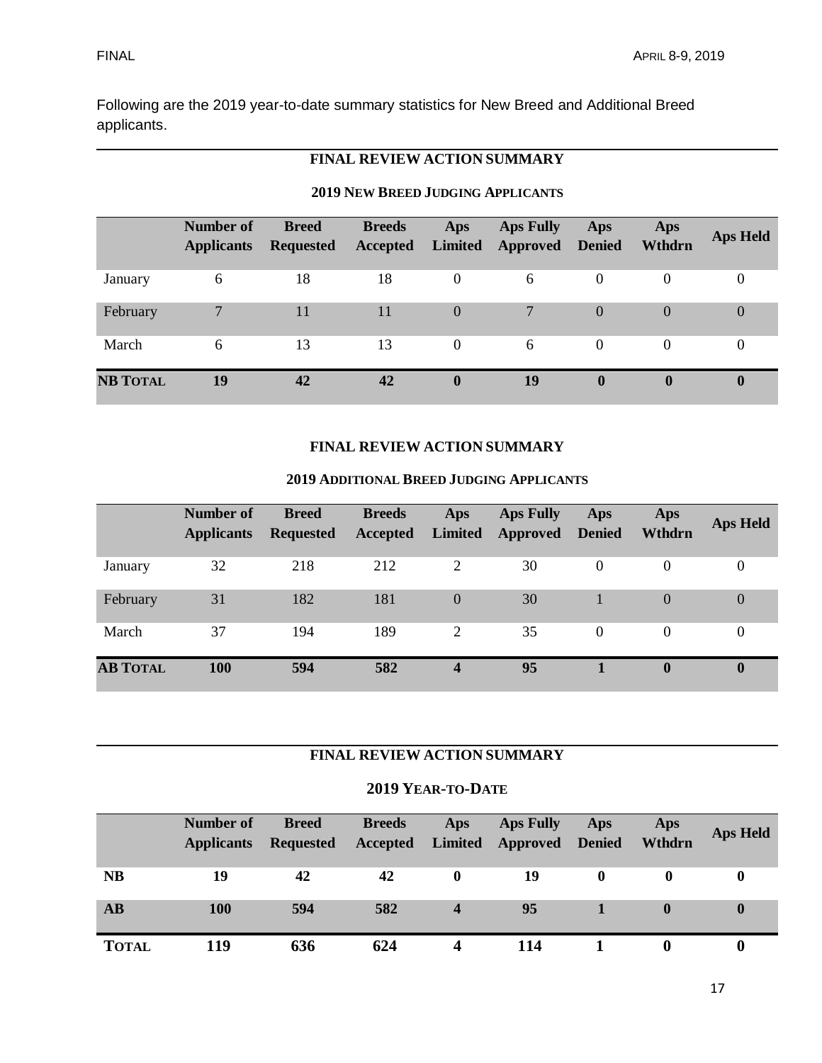Following are the 2019 year-to-date summary statistics for New Breed and Additional Breed applicants.

## FINAL REVIEW ACTION SUMMARY

### 2019 NEW BREED JUDGING APPLICANTS

| | Number of Applicants | Breed Requested | Breeds Accepted | Aps Limited | Aps Fully Approved | Aps Denied | Aps Wthdrn | Aps Held |
|---|---|---|---|---|---|---|---|---|
| January | 6 | 18 | 18 | 0 | 6 | 0 | 0 | 0 |
| February | 7 | 11 | 11 | 0 | 7 | 0 | 0 | 0 |
| March | 6 | 13 | 13 | 0 | 6 | 0 | 0 | 0 |
| **NB TOTAL** | **19** | **42** | **42** | **0** | **19** | **0** | **0** | **0** |

## FINAL REVIEW ACTION SUMMARY

### 2019 ADDITIONAL BREED JUDGING APPLICANTS

| | Number of Applicants | Breed Requested | Breeds Accepted | Aps Limited | Aps Fully Approved | Aps Denied | Aps Wthdrn | Aps Held |
|---|---|---|---|---|---|---|---|---|
| January | 32 | 218 | 212 | 2 | 30 | 0 | 0 | 0 |
| February | 31 | 182 | 181 | 0 | 30 | 1 | 0 | 0 |
| March | 37 | 194 | 189 | 2 | 35 | 0 | 0 | 0 |
| **AB TOTAL** | **100** | **594** | **582** | **4** | **95** | **1** | **0** | **0** |

## FINAL REVIEW ACTION SUMMARY

### 2019 YEAR-TO-DATE

| | Number of Applicants | Breed Requested | Breeds Accepted | Aps Limited | Aps Fully Approved | Aps Denied | Aps Wthdrn | Aps Held |
|---|---|---|---|---|---|---|---|---|
| **NB** | **19** | **42** | **42** | **0** | **19** | **0** | **0** | **0** |
| **AB** | **100** | **594** | **582** | **4** | **95** | **1** | **0** | **0** |
| **TOTAL** | **119** | **636** | **624** | **4** | **114** | **1** | **0** | **0** |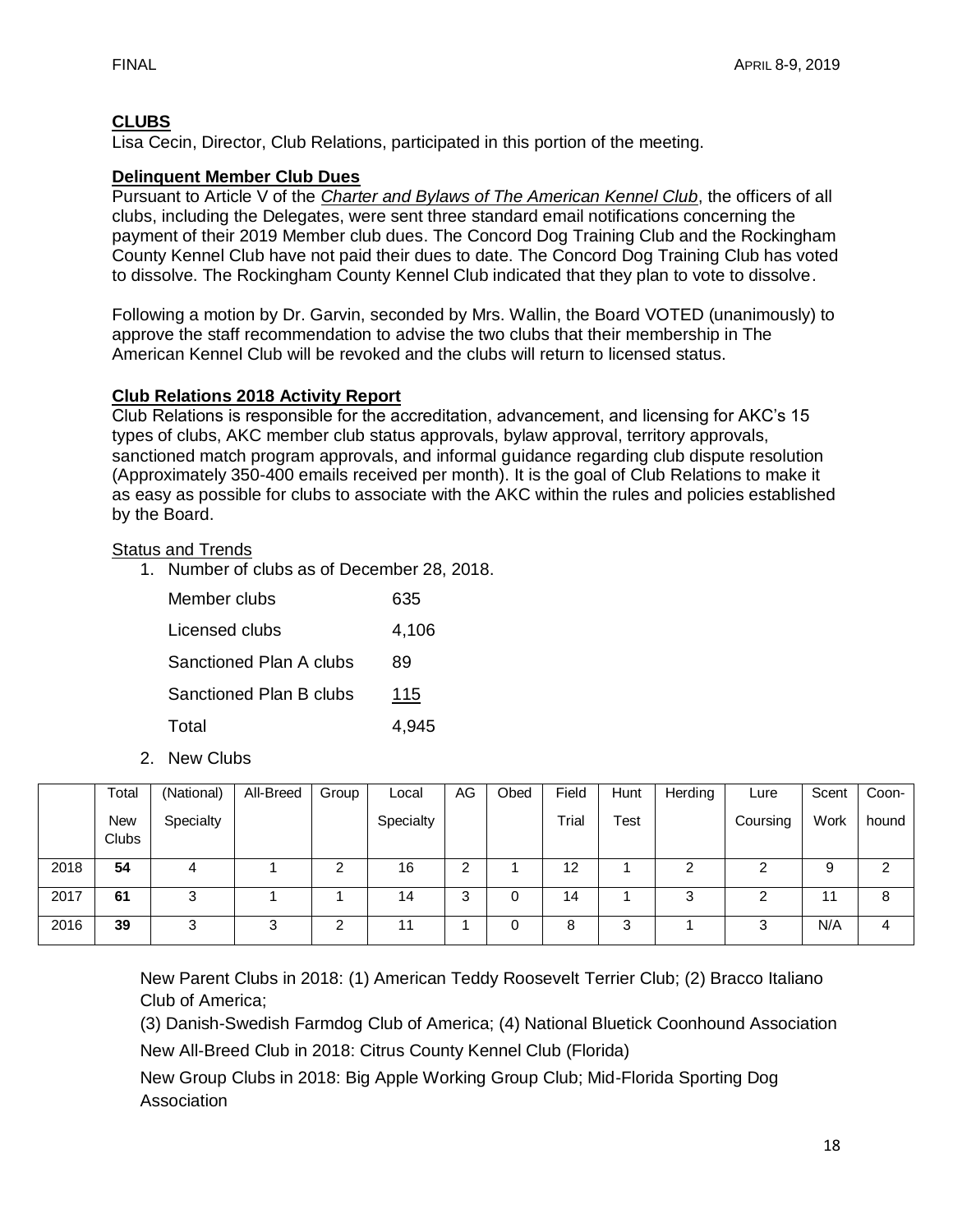## CLUBS

Lisa Cecin, Director, Club Relations, participated in this portion of the meeting.

### Delinquent Member Club Dues

Pursuant to Article V of the *Charter and Bylaws of The American Kennel Club*, the officers of all clubs, including the Delegates, were sent three standard email notifications concerning the payment of their 2019 Member club dues. The Concord Dog Training Club and the Rockingham County Kennel Club have not paid their dues to date. The Concord Dog Training Club has voted to dissolve. The Rockingham County Kennel Club indicated that they plan to vote to dissolve.

Following a motion by Dr. Garvin, seconded by Mrs. Wallin, the Board VOTED (unanimously) to approve the staff recommendation to advise the two clubs that their membership in The American Kennel Club will be revoked and the clubs will return to licensed status.

### Club Relations 2018 Activity Report

Club Relations is responsible for the accreditation, advancement, and licensing for AKC's 15 types of clubs, AKC member club status approvals, bylaw approval, territory approvals, sanctioned match program approvals, and informal guidance regarding club dispute resolution (Approximately 350-400 emails received per month). It is the goal of Club Relations to make it as easy as possible for clubs to associate with the AKC within the rules and policies established by the Board.

Status and Trends

1. Number of clubs as of December 28, 2018.

| | |
|---|---|
| Member clubs | 635 |
| Licensed clubs | 4,106 |
| Sanctioned Plan A clubs | 89 |
| Sanctioned Plan B clubs | 115 |
| Total | 4,945 |

2. New Clubs

| | Total New Clubs | (National) Specialty | All-Breed | Group | Local Specialty | AG | Obed | Field Trial | Hunt Test | Herding | Lure Coursing | Scent Work | Coon-hound |
|---|---|---|---|---|---|---|---|---|---|---|---|---|---|
| 2018 | **54** | 4 | 1 | 2 | 16 | 2 | 1 | 12 | 1 | 2 | 2 | 9 | 2 |
| 2017 | **61** | 3 | 1 | 1 | 14 | 3 | 0 | 14 | 1 | 3 | 2 | 11 | 8 |
| 2016 | **39** | 3 | 3 | 2 | 11 | 1 | 0 | 8 | 3 | 1 | 3 | N/A | 4 |

New Parent Clubs in 2018: (1) American Teddy Roosevelt Terrier Club; (2) Bracco Italiano Club of America;
(3) Danish-Swedish Farmdog Club of America; (4) National Bluetick Coonhound Association

New All-Breed Club in 2018: Citrus County Kennel Club (Florida)

New Group Clubs in 2018: Big Apple Working Group Club; Mid-Florida Sporting Dog Association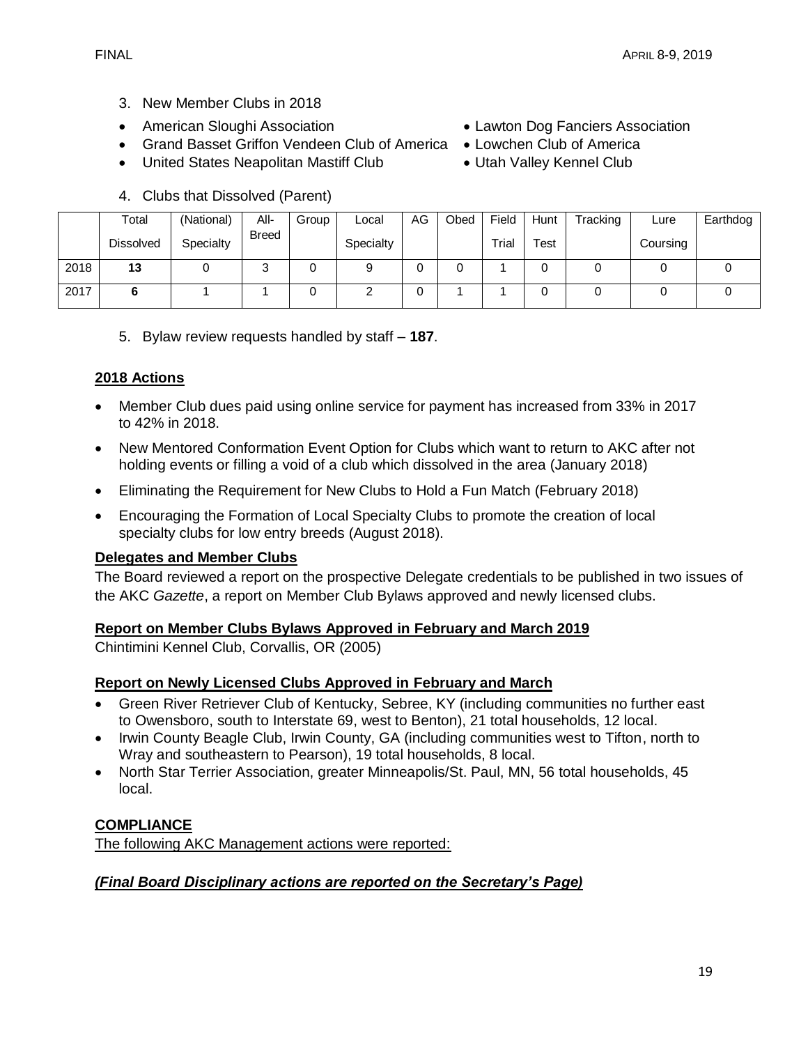3. New Member Clubs in 2018

- American Sloughi Association
- Grand Basset Griffon Vendeen Club of America
- United States Neapolitan Mastiff Club
- Lawton Dog Fanciers Association
- Lowchen Club of America
- Utah Valley Kennel Club

4. Clubs that Dissolved (Parent)

| | Total Dissolved | (National) Specialty | All-Breed | Group | Local Specialty | AG | Obed | Field Trial | Hunt Test | Tracking | Lure Coursing | Earthdog |
|---|---|---|---|---|---|---|---|---|---|---|---|---|
| 2018 | **13** | 0 | 3 | 0 | 9 | 0 | 0 | 1 | 0 | 0 | 0 | 0 |
| 2017 | **6** | 1 | 1 | 0 | 2 | 0 | 1 | 1 | 0 | 0 | 0 | 0 |

5. Bylaw review requests handled by staff – **187**.

## 2018 Actions

- Member Club dues paid using online service for payment has increased from 33% in 2017 to 42% in 2018.
- New Mentored Conformation Event Option for Clubs which want to return to AKC after not holding events or filling a void of a club which dissolved in the area (January 2018)
- Eliminating the Requirement for New Clubs to Hold a Fun Match (February 2018)
- Encouraging the Formation of Local Specialty Clubs to promote the creation of local specialty clubs for low entry breeds (August 2018).

## Delegates and Member Clubs

The Board reviewed a report on the prospective Delegate credentials to be published in two issues of the AKC *Gazette*, a report on Member Club Bylaws approved and newly licensed clubs.

## Report on Member Clubs Bylaws Approved in February and March 2019

Chintimini Kennel Club, Corvallis, OR (2005)

## Report on Newly Licensed Clubs Approved in February and March

- Green River Retriever Club of Kentucky, Sebree, KY (including communities no further east to Owensboro, south to Interstate 69, west to Benton), 21 total households, 12 local.
- Irwin County Beagle Club, Irwin County, GA (including communities west to Tifton, north to Wray and southeastern to Pearson), 19 total households, 8 local.
- North Star Terrier Association, greater Minneapolis/St. Paul, MN, 56 total households, 45 local.

## COMPLIANCE

The following AKC Management actions were reported:

***(Final Board Disciplinary actions are reported on the Secretary's Page)***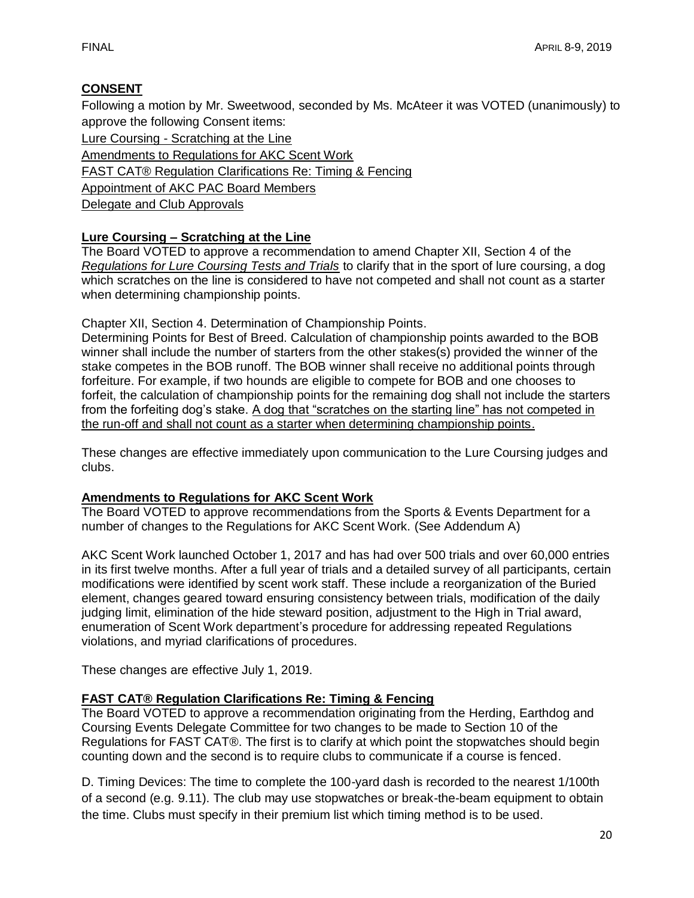## **CONSENT**

Following a motion by Mr. Sweetwood, seconded by Ms. McAteer it was VOTED (unanimously) to approve the following Consent items:

Lure Coursing - Scratching at the Line
Amendments to Regulations for AKC Scent Work
FAST CAT® Regulation Clarifications Re: Timing & Fencing
Appointment of AKC PAC Board Members
Delegate and Club Approvals

### **Lure Coursing – Scratching at the Line**

The Board VOTED to approve a recommendation to amend Chapter XII, Section 4 of the *Regulations for Lure Coursing Tests and Trials* to clarify that in the sport of lure coursing, a dog which scratches on the line is considered to have not competed and shall not count as a starter when determining championship points.

Chapter XII, Section 4. Determination of Championship Points.
Determining Points for Best of Breed. Calculation of championship points awarded to the BOB winner shall include the number of starters from the other stakes(s) provided the winner of the stake competes in the BOB runoff. The BOB winner shall receive no additional points through forfeiture. For example, if two hounds are eligible to compete for BOB and one chooses to forfeit, the calculation of championship points for the remaining dog shall not include the starters from the forfeiting dog's stake. A dog that "scratches on the starting line" has not competed in the run-off and shall not count as a starter when determining championship points.

These changes are effective immediately upon communication to the Lure Coursing judges and clubs.

### **Amendments to Regulations for AKC Scent Work**

The Board VOTED to approve recommendations from the Sports & Events Department for a number of changes to the Regulations for AKC Scent Work. (See Addendum A)

AKC Scent Work launched October 1, 2017 and has had over 500 trials and over 60,000 entries in its first twelve months. After a full year of trials and a detailed survey of all participants, certain modifications were identified by scent work staff. These include a reorganization of the Buried element, changes geared toward ensuring consistency between trials, modification of the daily judging limit, elimination of the hide steward position, adjustment to the High in Trial award, enumeration of Scent Work department's procedure for addressing repeated Regulations violations, and myriad clarifications of procedures.

These changes are effective July 1, 2019.

### **FAST CAT® Regulation Clarifications Re: Timing & Fencing**

The Board VOTED to approve a recommendation originating from the Herding, Earthdog and Coursing Events Delegate Committee for two changes to be made to Section 10 of the Regulations for FAST CAT®. The first is to clarify at which point the stopwatches should begin counting down and the second is to require clubs to communicate if a course is fenced.

D. Timing Devices: The time to complete the 100-yard dash is recorded to the nearest 1/100th of a second (e.g. 9.11). The club may use stopwatches or break-the-beam equipment to obtain the time. Clubs must specify in their premium list which timing method is to be used.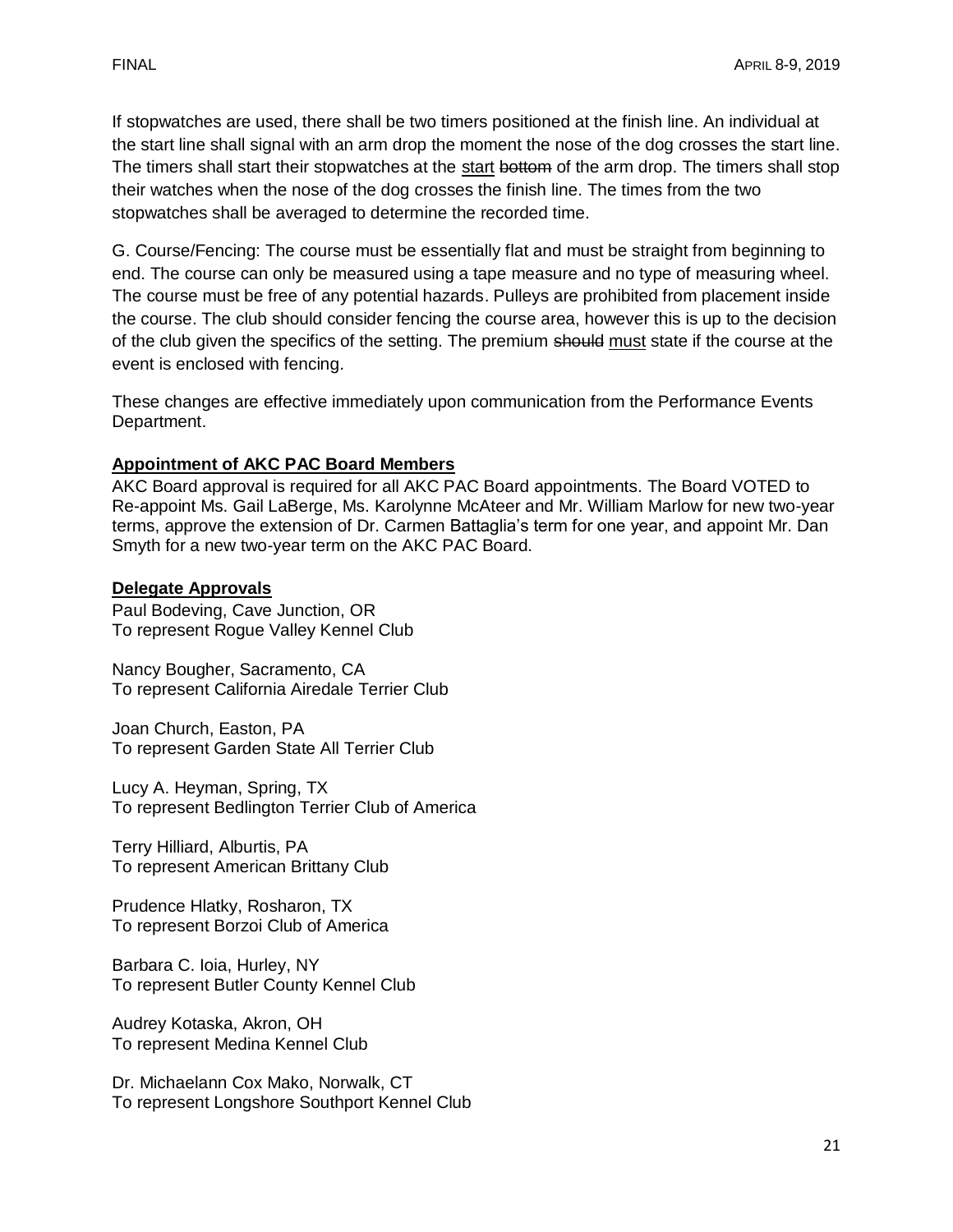If stopwatches are used, there shall be two timers positioned at the finish line. An individual at the start line shall signal with an arm drop the moment the nose of the dog crosses the start line. The timers shall start their stopwatches at the <u>start</u> ~~bottom~~ of the arm drop. The timers shall stop their watches when the nose of the dog crosses the finish line. The times from the two stopwatches shall be averaged to determine the recorded time.

G. Course/Fencing: The course must be essentially flat and must be straight from beginning to end. The course can only be measured using a tape measure and no type of measuring wheel. The course must be free of any potential hazards. Pulleys are prohibited from placement inside the course. The club should consider fencing the course area, however this is up to the decision of the club given the specifics of the setting. The premium ~~should~~ <u>must</u> state if the course at the event is enclosed with fencing.

These changes are effective immediately upon communication from the Performance Events Department.

**<u>Appointment of AKC PAC Board Members</u>**

AKC Board approval is required for all AKC PAC Board appointments. The Board VOTED to Re-appoint Ms. Gail LaBerge, Ms. Karolynne McAteer and Mr. William Marlow for new two-year terms, approve the extension of Dr. Carmen Battaglia's term for one year, and appoint Mr. Dan Smyth for a new two-year term on the AKC PAC Board.

**<u>Delegate Approvals</u>**

Paul Bodeving, Cave Junction, OR
To represent Rogue Valley Kennel Club

Nancy Bougher, Sacramento, CA
To represent California Airedale Terrier Club

Joan Church, Easton, PA
To represent Garden State All Terrier Club

Lucy A. Heyman, Spring, TX
To represent Bedlington Terrier Club of America

Terry Hilliard, Alburtis, PA
To represent American Brittany Club

Prudence Hlatky, Rosharon, TX
To represent Borzoi Club of America

Barbara C. Ioia, Hurley, NY
To represent Butler County Kennel Club

Audrey Kotaska, Akron, OH
To represent Medina Kennel Club

Dr. Michaelann Cox Mako, Norwalk, CT
To represent Longshore Southport Kennel Club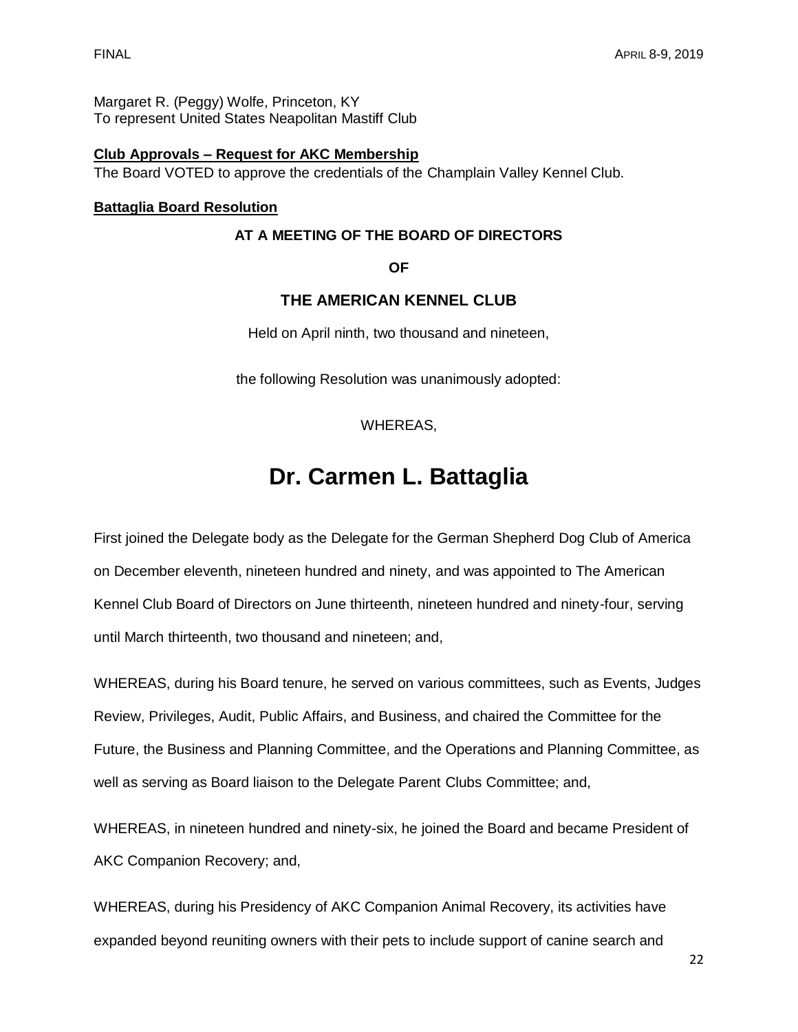Margaret R. (Peggy) Wolfe, Princeton, KY
To represent United States Neapolitan Mastiff Club

**Club Approvals – Request for AKC Membership**

The Board VOTED to approve the credentials of the Champlain Valley Kennel Club.

**Battaglia Board Resolution**

**AT A MEETING OF THE BOARD OF DIRECTORS**

**OF**

**THE AMERICAN KENNEL CLUB**

Held on April ninth, two thousand and nineteen,

the following Resolution was unanimously adopted:

WHEREAS,

# Dr. Carmen L. Battaglia

First joined the Delegate body as the Delegate for the German Shepherd Dog Club of America on December eleventh, nineteen hundred and ninety, and was appointed to The American Kennel Club Board of Directors on June thirteenth, nineteen hundred and ninety-four, serving until March thirteenth, two thousand and nineteen; and,

WHEREAS, during his Board tenure, he served on various committees, such as Events, Judges Review, Privileges, Audit, Public Affairs, and Business, and chaired the Committee for the Future, the Business and Planning Committee, and the Operations and Planning Committee, as well as serving as Board liaison to the Delegate Parent Clubs Committee; and,

WHEREAS, in nineteen hundred and ninety-six, he joined the Board and became President of AKC Companion Recovery; and,

WHEREAS, during his Presidency of AKC Companion Animal Recovery, its activities have expanded beyond reuniting owners with their pets to include support of canine search and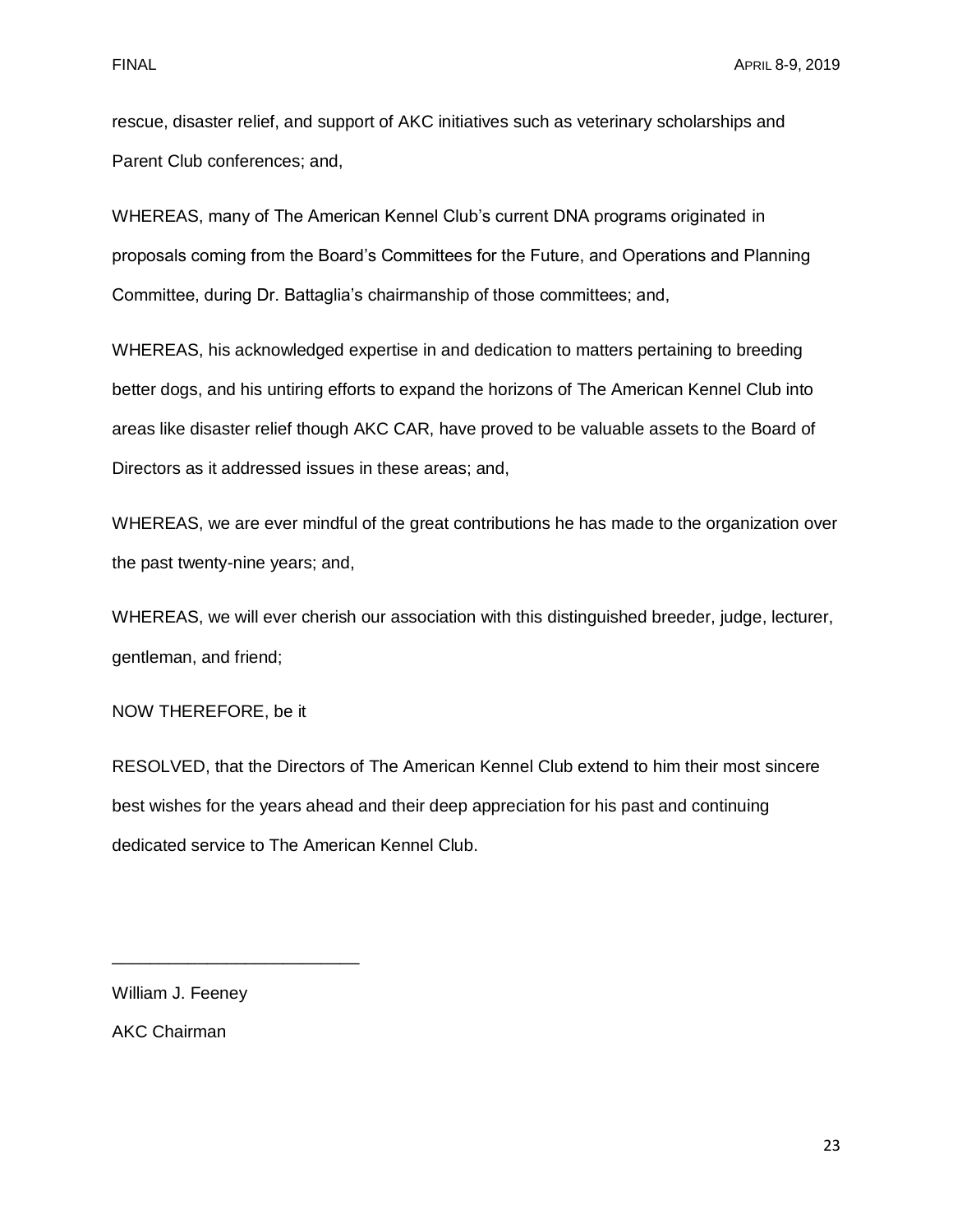rescue, disaster relief, and support of AKC initiatives such as veterinary scholarships and Parent Club conferences; and,

WHEREAS, many of The American Kennel Club's current DNA programs originated in proposals coming from the Board's Committees for the Future, and Operations and Planning Committee, during Dr. Battaglia's chairmanship of those committees; and,

WHEREAS, his acknowledged expertise in and dedication to matters pertaining to breeding better dogs, and his untiring efforts to expand the horizons of The American Kennel Club into areas like disaster relief though AKC CAR, have proved to be valuable assets to the Board of Directors as it addressed issues in these areas; and,

WHEREAS, we are ever mindful of the great contributions he has made to the organization over the past twenty-nine years; and,

WHEREAS, we will ever cherish our association with this distinguished breeder, judge, lecturer, gentleman, and friend;

NOW THEREFORE, be it

RESOLVED, that the Directors of The American Kennel Club extend to him their most sincere best wishes for the years ahead and their deep appreciation for his past and continuing dedicated service to The American Kennel Club.

\_\_\_\_\_\_\_\_\_\_\_\_\_\_\_\_\_\_\_\_\_\_\_\_\_\_

William J. Feeney

AKC Chairman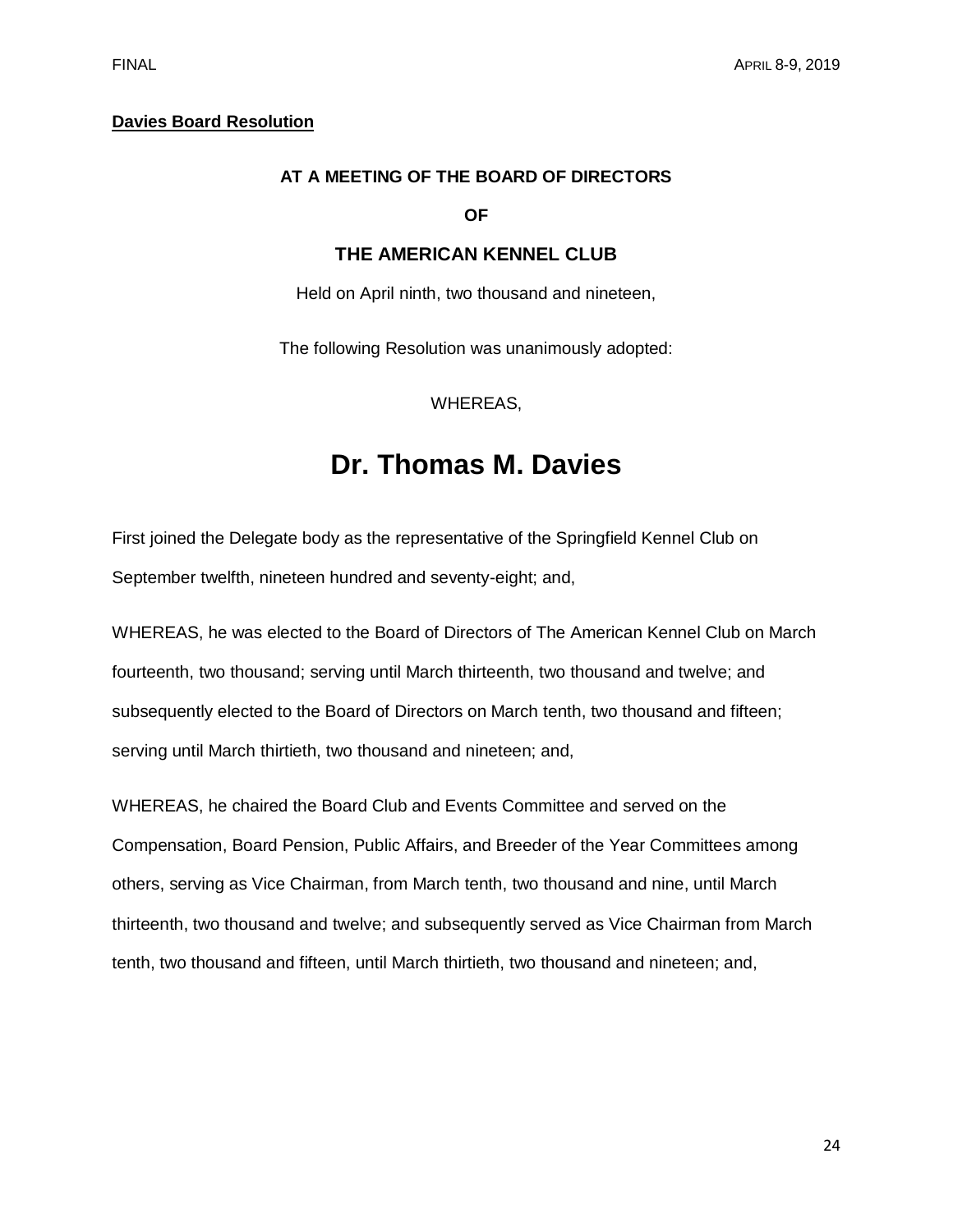**Davies Board Resolution**

**AT A MEETING OF THE BOARD OF DIRECTORS**

**OF**

**THE AMERICAN KENNEL CLUB**

Held on April ninth, two thousand and nineteen,

The following Resolution was unanimously adopted:

WHEREAS,

# Dr. Thomas M. Davies

First joined the Delegate body as the representative of the Springfield Kennel Club on September twelfth, nineteen hundred and seventy-eight; and,

WHEREAS, he was elected to the Board of Directors of The American Kennel Club on March fourteenth, two thousand; serving until March thirteenth, two thousand and twelve; and subsequently elected to the Board of Directors on March tenth, two thousand and fifteen; serving until March thirtieth, two thousand and nineteen; and,

WHEREAS, he chaired the Board Club and Events Committee and served on the Compensation, Board Pension, Public Affairs, and Breeder of the Year Committees among others, serving as Vice Chairman, from March tenth, two thousand and nine, until March thirteenth, two thousand and twelve; and subsequently served as Vice Chairman from March tenth, two thousand and fifteen, until March thirtieth, two thousand and nineteen; and,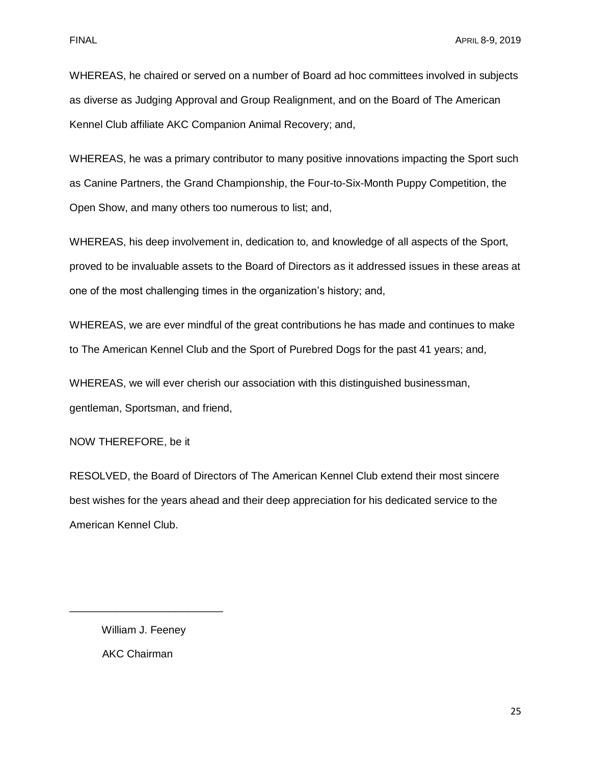WHEREAS, he chaired or served on a number of Board ad hoc committees involved in subjects as diverse as Judging Approval and Group Realignment, and on the Board of The American Kennel Club affiliate AKC Companion Animal Recovery; and,

WHEREAS, he was a primary contributor to many positive innovations impacting the Sport such as Canine Partners, the Grand Championship, the Four-to-Six-Month Puppy Competition, the Open Show, and many others too numerous to list; and,

WHEREAS, his deep involvement in, dedication to, and knowledge of all aspects of the Sport, proved to be invaluable assets to the Board of Directors as it addressed issues in these areas at one of the most challenging times in the organization's history; and,

WHEREAS, we are ever mindful of the great contributions he has made and continues to make to The American Kennel Club and the Sport of Purebred Dogs for the past 41 years; and,

WHEREAS, we will ever cherish our association with this distinguished businessman, gentleman, Sportsman, and friend,

NOW THEREFORE, be it

RESOLVED, the Board of Directors of The American Kennel Club extend their most sincere best wishes for the years ahead and their deep appreciation for his dedicated service to the American Kennel Club.

\_\_\_\_\_\_\_\_\_\_\_\_\_\_\_\_\_\_\_\_\_\_\_\_\_\_

William J. Feeney

AKC Chairman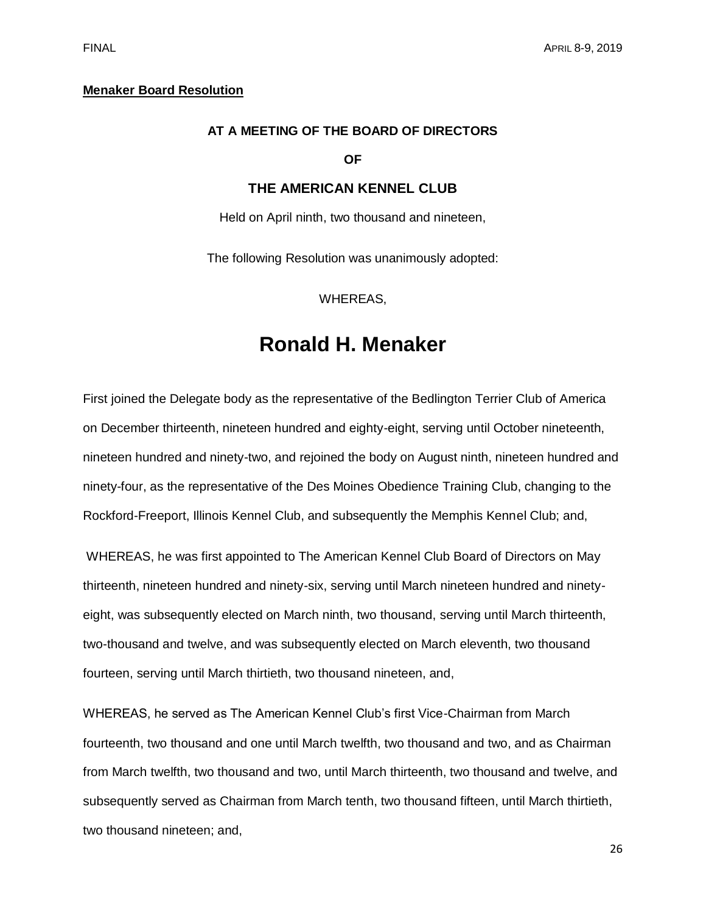**Menaker Board Resolution**

**AT A MEETING OF THE BOARD OF DIRECTORS**

**OF**

**THE AMERICAN KENNEL CLUB**

Held on April ninth, two thousand and nineteen,

The following Resolution was unanimously adopted:

WHEREAS,

# Ronald H. Menaker

First joined the Delegate body as the representative of the Bedlington Terrier Club of America on December thirteenth, nineteen hundred and eighty-eight, serving until October nineteenth, nineteen hundred and ninety-two, and rejoined the body on August ninth, nineteen hundred and ninety-four, as the representative of the Des Moines Obedience Training Club, changing to the Rockford-Freeport, Illinois Kennel Club, and subsequently the Memphis Kennel Club; and,

WHEREAS, he was first appointed to The American Kennel Club Board of Directors on May thirteenth, nineteen hundred and ninety-six, serving until March nineteen hundred and ninety-eight, was subsequently elected on March ninth, two thousand, serving until March thirteenth, two-thousand and twelve, and was subsequently elected on March eleventh, two thousand fourteen, serving until March thirtieth, two thousand nineteen, and,

WHEREAS, he served as The American Kennel Club's first Vice-Chairman from March fourteenth, two thousand and one until March twelfth, two thousand and two, and as Chairman from March twelfth, two thousand and two, until March thirteenth, two thousand and twelve, and subsequently served as Chairman from March tenth, two thousand fifteen, until March thirtieth, two thousand nineteen; and,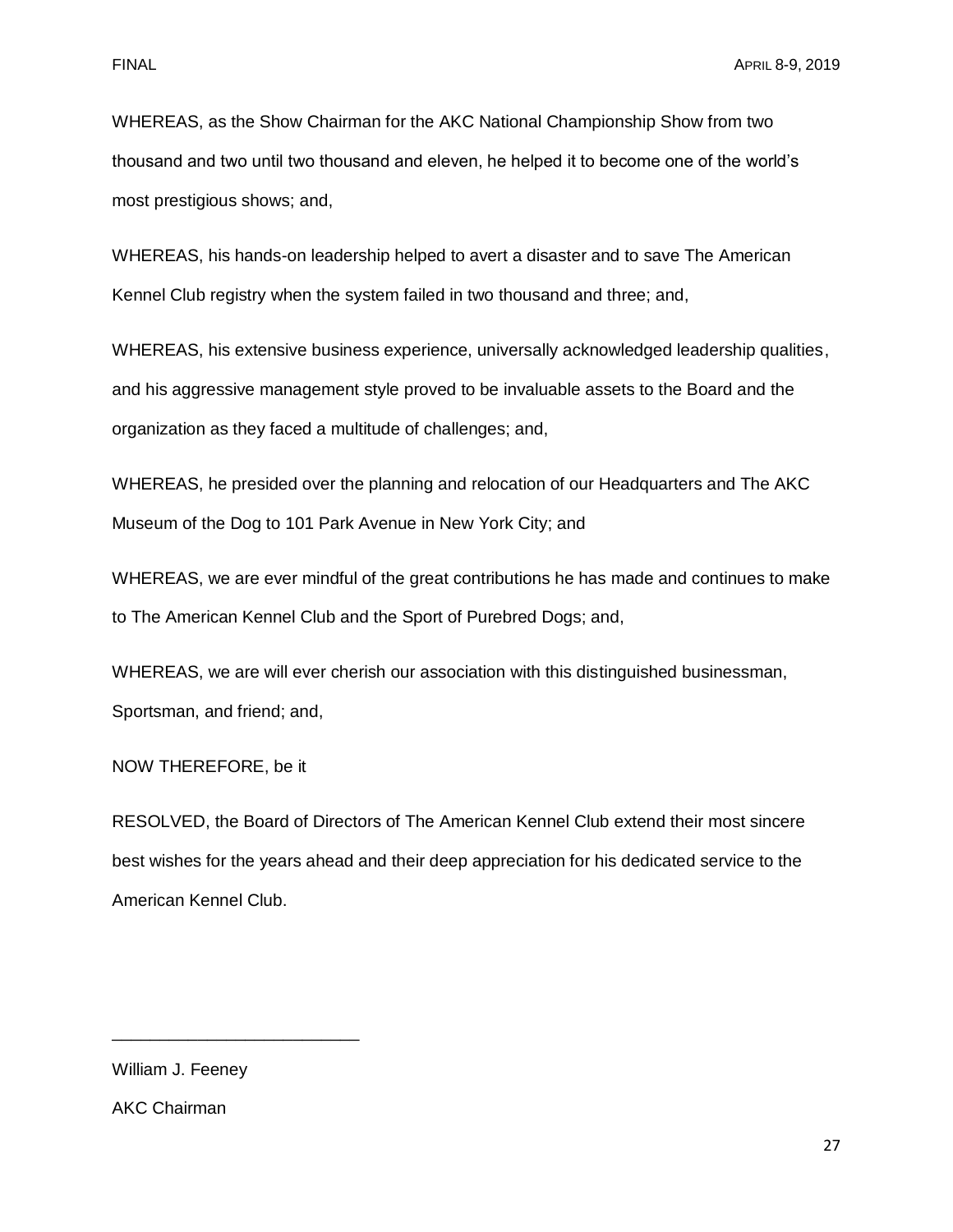WHEREAS, as the Show Chairman for the AKC National Championship Show from two thousand and two until two thousand and eleven, he helped it to become one of the world's most prestigious shows; and,

WHEREAS, his hands-on leadership helped to avert a disaster and to save The American Kennel Club registry when the system failed in two thousand and three; and,

WHEREAS, his extensive business experience, universally acknowledged leadership qualities, and his aggressive management style proved to be invaluable assets to the Board and the organization as they faced a multitude of challenges; and,

WHEREAS, he presided over the planning and relocation of our Headquarters and The AKC Museum of the Dog to 101 Park Avenue in New York City; and

WHEREAS, we are ever mindful of the great contributions he has made and continues to make to The American Kennel Club and the Sport of Purebred Dogs; and,

WHEREAS, we are will ever cherish our association with this distinguished businessman, Sportsman, and friend; and,

NOW THEREFORE, be it

RESOLVED, the Board of Directors of The American Kennel Club extend their most sincere best wishes for the years ahead and their deep appreciation for his dedicated service to the American Kennel Club.

\_\_\_\_\_\_\_\_\_\_\_\_\_\_\_\_\_\_\_\_\_\_\_\_\_\_

William J. Feeney

AKC Chairman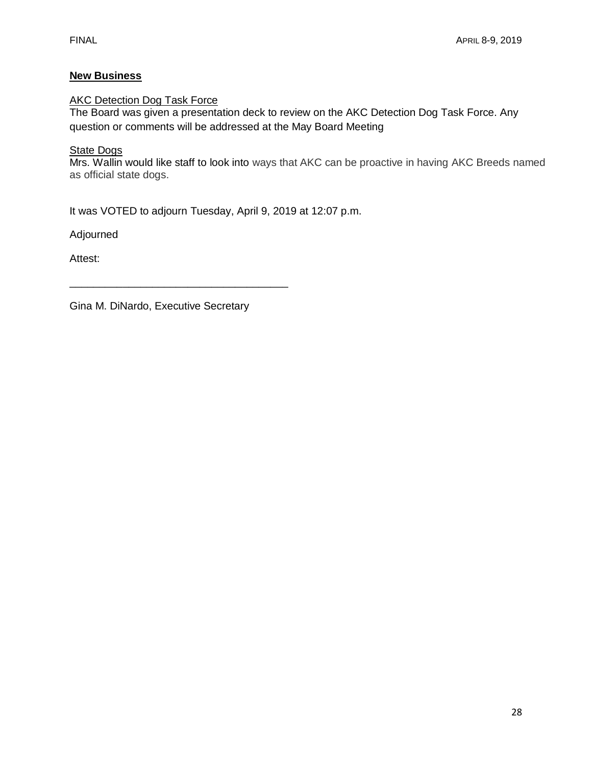## New Business

AKC Detection Dog Task Force

The Board was given a presentation deck to review on the AKC Detection Dog Task Force. Any question or comments will be addressed at the May Board Meeting

State Dogs

Mrs. Wallin would like staff to look into ways that AKC can be proactive in having AKC Breeds named as official state dogs.

It was VOTED to adjourn Tuesday, April 9, 2019 at 12:07 p.m.

Adjourned

Attest:

_____________________________________

Gina M. DiNardo, Executive Secretary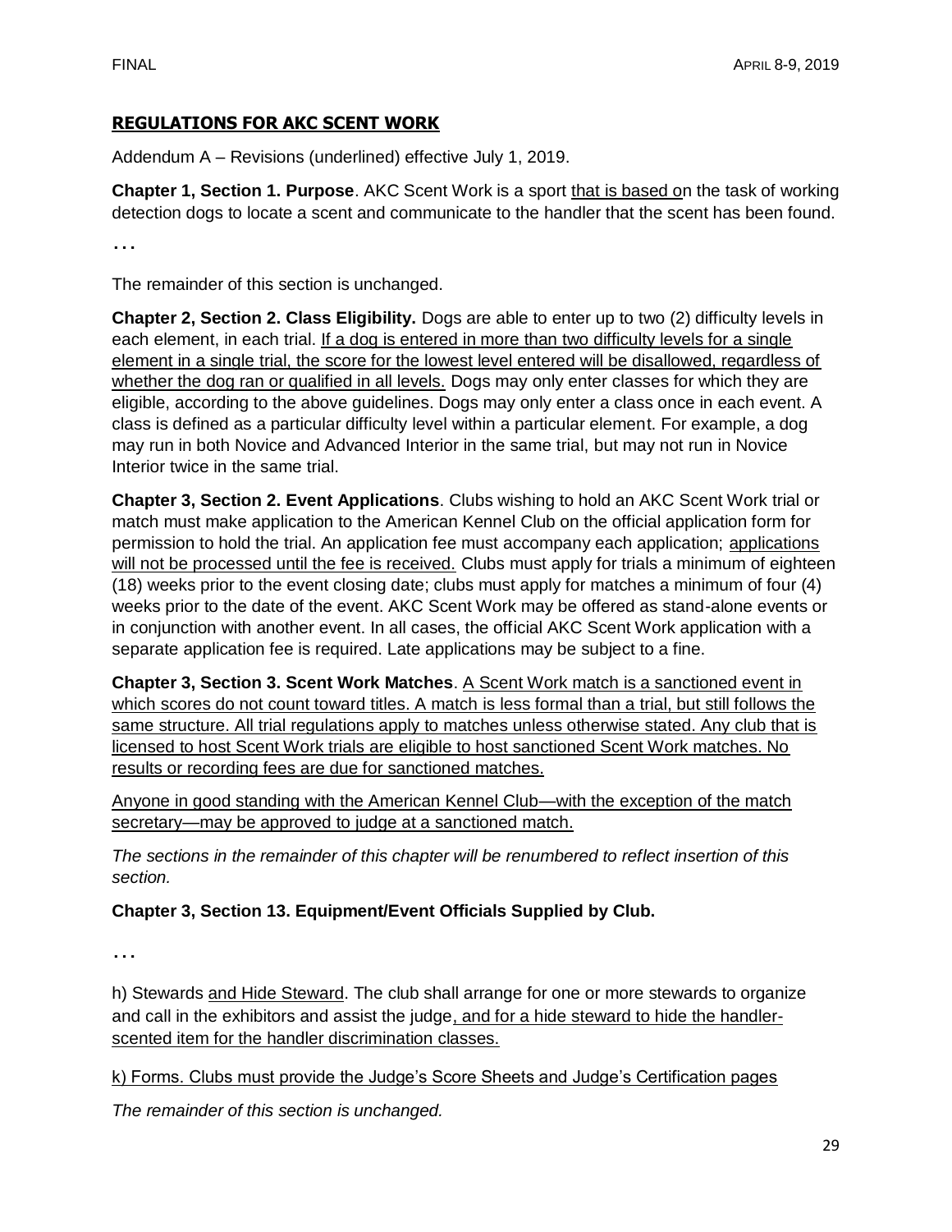## REGULATIONS FOR AKC SCENT WORK

Addendum A – Revisions (underlined) effective July 1, 2019.

**Chapter 1, Section 1. Purpose**. AKC Scent Work is a sport that is based on the task of working detection dogs to locate a scent and communicate to the handler that the scent has been found.

…

The remainder of this section is unchanged.

**Chapter 2, Section 2. Class Eligibility.** Dogs are able to enter up to two (2) difficulty levels in each element, in each trial. If a dog is entered in more than two difficulty levels for a single element in a single trial, the score for the lowest level entered will be disallowed, regardless of whether the dog ran or qualified in all levels. Dogs may only enter classes for which they are eligible, according to the above guidelines. Dogs may only enter a class once in each event. A class is defined as a particular difficulty level within a particular element. For example, a dog may run in both Novice and Advanced Interior in the same trial, but may not run in Novice Interior twice in the same trial.

**Chapter 3, Section 2. Event Applications**. Clubs wishing to hold an AKC Scent Work trial or match must make application to the American Kennel Club on the official application form for permission to hold the trial. An application fee must accompany each application; applications will not be processed until the fee is received. Clubs must apply for trials a minimum of eighteen (18) weeks prior to the event closing date; clubs must apply for matches a minimum of four (4) weeks prior to the date of the event. AKC Scent Work may be offered as stand-alone events or in conjunction with another event. In all cases, the official AKC Scent Work application with a separate application fee is required. Late applications may be subject to a fine.

**Chapter 3, Section 3. Scent Work Matches**. A Scent Work match is a sanctioned event in which scores do not count toward titles. A match is less formal than a trial, but still follows the same structure. All trial regulations apply to matches unless otherwise stated. Any club that is licensed to host Scent Work trials are eligible to host sanctioned Scent Work matches. No results or recording fees are due for sanctioned matches.

Anyone in good standing with the American Kennel Club—with the exception of the match secretary—may be approved to judge at a sanctioned match.

*The sections in the remainder of this chapter will be renumbered to reflect insertion of this section.*

**Chapter 3, Section 13. Equipment/Event Officials Supplied by Club.**

…

h) Stewards and Hide Steward. The club shall arrange for one or more stewards to organize and call in the exhibitors and assist the judge, and for a hide steward to hide the handler-scented item for the handler discrimination classes.

k) Forms. Clubs must provide the Judge's Score Sheets and Judge's Certification pages

*The remainder of this section is unchanged.*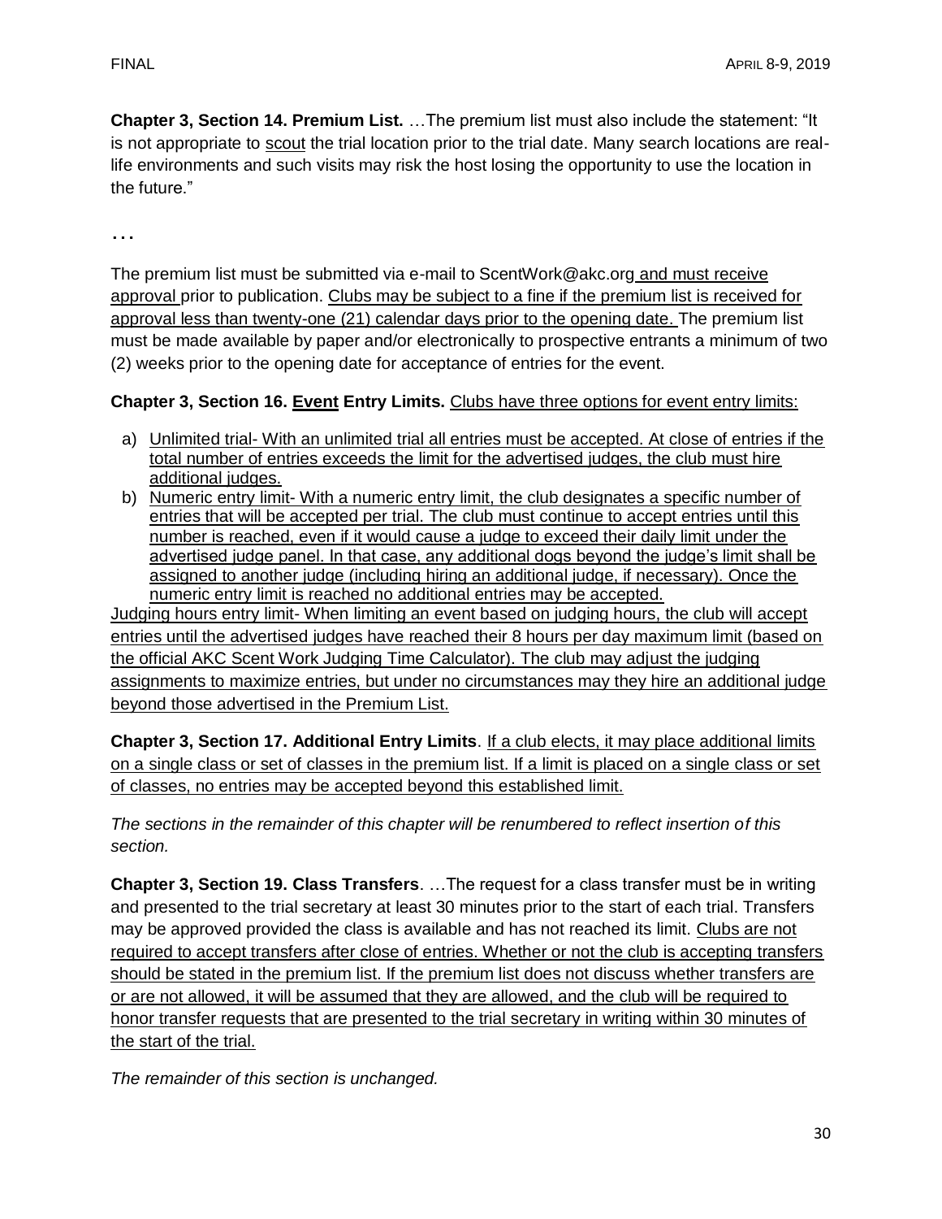**Chapter 3, Section 14. Premium List.** …The premium list must also include the statement: "It is not appropriate to <u>scout</u> the trial location prior to the trial date. Many search locations are real-life environments and such visits may risk the host losing the opportunity to use the location in the future."

…

The premium list must be submitted via e-mail to ScentWork@akc.org <u>and must receive approval</u> prior to publication. <u>Clubs may be subject to a fine if the premium list is received for approval less than twenty-one (21) calendar days prior to the opening date.</u> The premium list must be made available by paper and/or electronically to prospective entrants a minimum of two (2) weeks prior to the opening date for acceptance of entries for the event.

**Chapter 3, Section 16. <u>Event</u> Entry Limits.** <u>Clubs have three options for event entry limits:</u>

a) <u>Unlimited trial- With an unlimited trial all entries must be accepted. At close of entries if the total number of entries exceeds the limit for the advertised judges, the club must hire additional judges.</u>
b) <u>Numeric entry limit- With a numeric entry limit, the club designates a specific number of entries that will be accepted per trial. The club must continue to accept entries until this number is reached, even if it would cause a judge to exceed their daily limit under the advertised judge panel. In that case, any additional dogs beyond the judge's limit shall be assigned to another judge (including hiring an additional judge, if necessary). Once the numeric entry limit is reached no additional entries may be accepted.</u>

<u>Judging hours entry limit- When limiting an event based on judging hours, the club will accept entries until the advertised judges have reached their 8 hours per day maximum limit (based on the official AKC Scent Work Judging Time Calculator). The club may adjust the judging assignments to maximize entries, but under no circumstances may they hire an additional judge beyond those advertised in the Premium List.</u>

**Chapter 3, Section 17. Additional Entry Limits**. <u>If a club elects, it may place additional limits on a single class or set of classes in the premium list. If a limit is placed on a single class or set of classes, no entries may be accepted beyond this established limit.</u>

*The sections in the remainder of this chapter will be renumbered to reflect insertion of this section.*

**Chapter 3, Section 19. Class Transfers**. …The request for a class transfer must be in writing and presented to the trial secretary at least 30 minutes prior to the start of each trial. Transfers may be approved provided the class is available and has not reached its limit. <u>Clubs are not required to accept transfers after close of entries. Whether or not the club is accepting transfers should be stated in the premium list. If the premium list does not discuss whether transfers are or are not allowed, it will be assumed that they are allowed, and the club will be required to honor transfer requests that are presented to the trial secretary in writing within 30 minutes of the start of the trial.</u>

*The remainder of this section is unchanged.*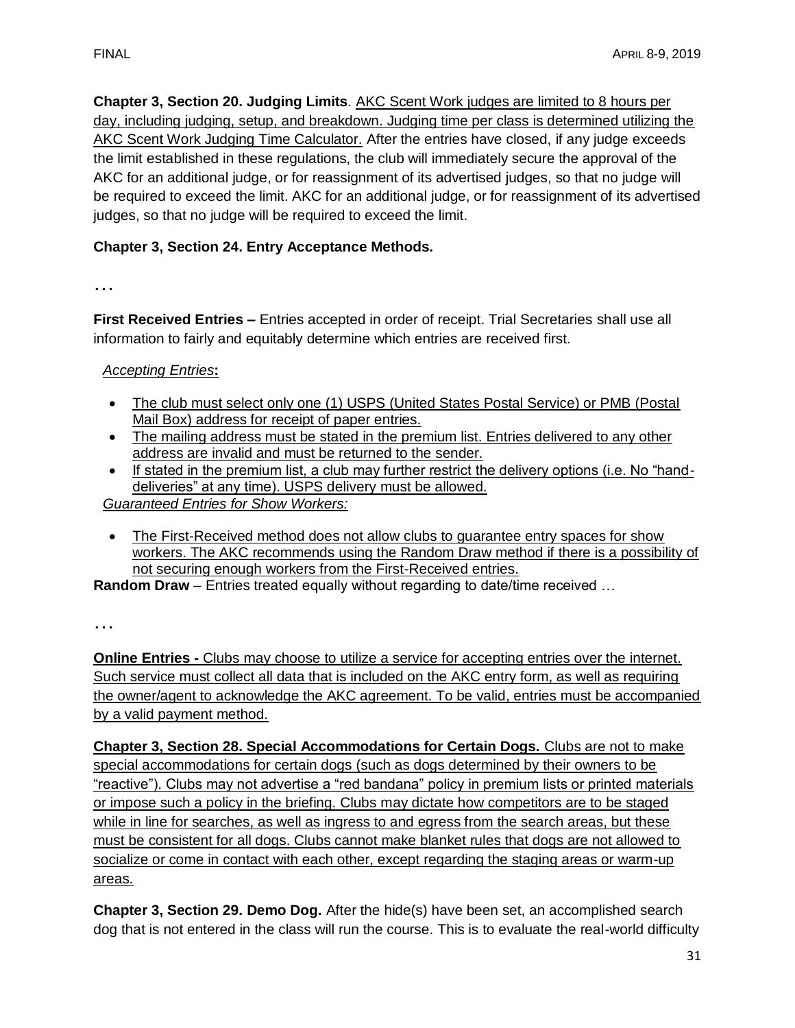**Chapter 3, Section 20. Judging Limits**. <u>AKC Scent Work judges are limited to 8 hours per day, including judging, setup, and breakdown. Judging time per class is determined utilizing the AKC Scent Work Judging Time Calculator.</u> After the entries have closed, if any judge exceeds the limit established in these regulations, the club will immediately secure the approval of the AKC for an additional judge, or for reassignment of its advertised judges, so that no judge will be required to exceed the limit. AKC for an additional judge, or for reassignment of its advertised judges, so that no judge will be required to exceed the limit.

**Chapter 3, Section 24. Entry Acceptance Methods.**

…

**First Received Entries –** Entries accepted in order of receipt. Trial Secretaries shall use all information to fairly and equitably determine which entries are received first.

*<u>Accepting Entries</u>***:**

- <u>The club must select only one (1) USPS (United States Postal Service) or PMB (Postal Mail Box) address for receipt of paper entries.</u>
- <u>The mailing address must be stated in the premium list. Entries delivered to any other address are invalid and must be returned to the sender.</u>
- <u>If stated in the premium list, a club may further restrict the delivery options (i.e. No "hand-deliveries" at any time). USPS delivery must be allowed.</u>

*<u>Guaranteed Entries for Show Workers:</u>*

- <u>The First-Received method does not allow clubs to guarantee entry spaces for show workers. The AKC recommends using the Random Draw method if there is a possibility of not securing enough workers from the First-Received entries.</u>

**Random Draw** – Entries treated equally without regarding to date/time received …

…

**<u>Online Entries -</u>** <u>Clubs may choose to utilize a service for accepting entries over the internet. Such service must collect all data that is included on the AKC entry form, as well as requiring the owner/agent to acknowledge the AKC agreement. To be valid, entries must be accompanied by a valid payment method.</u>

**<u>Chapter 3, Section 28. Special Accommodations for Certain Dogs.</u>** <u>Clubs are not to make special accommodations for certain dogs (such as dogs determined by their owners to be "reactive"). Clubs may not advertise a "red bandana" policy in premium lists or printed materials or impose such a policy in the briefing. Clubs may dictate how competitors are to be staged while in line for searches, as well as ingress to and egress from the search areas, but these must be consistent for all dogs. Clubs cannot make blanket rules that dogs are not allowed to socialize or come in contact with each other, except regarding the staging areas or warm-up areas.</u>

**Chapter 3, Section 29. Demo Dog.** After the hide(s) have been set, an accomplished search dog that is not entered in the class will run the course. This is to evaluate the real-world difficulty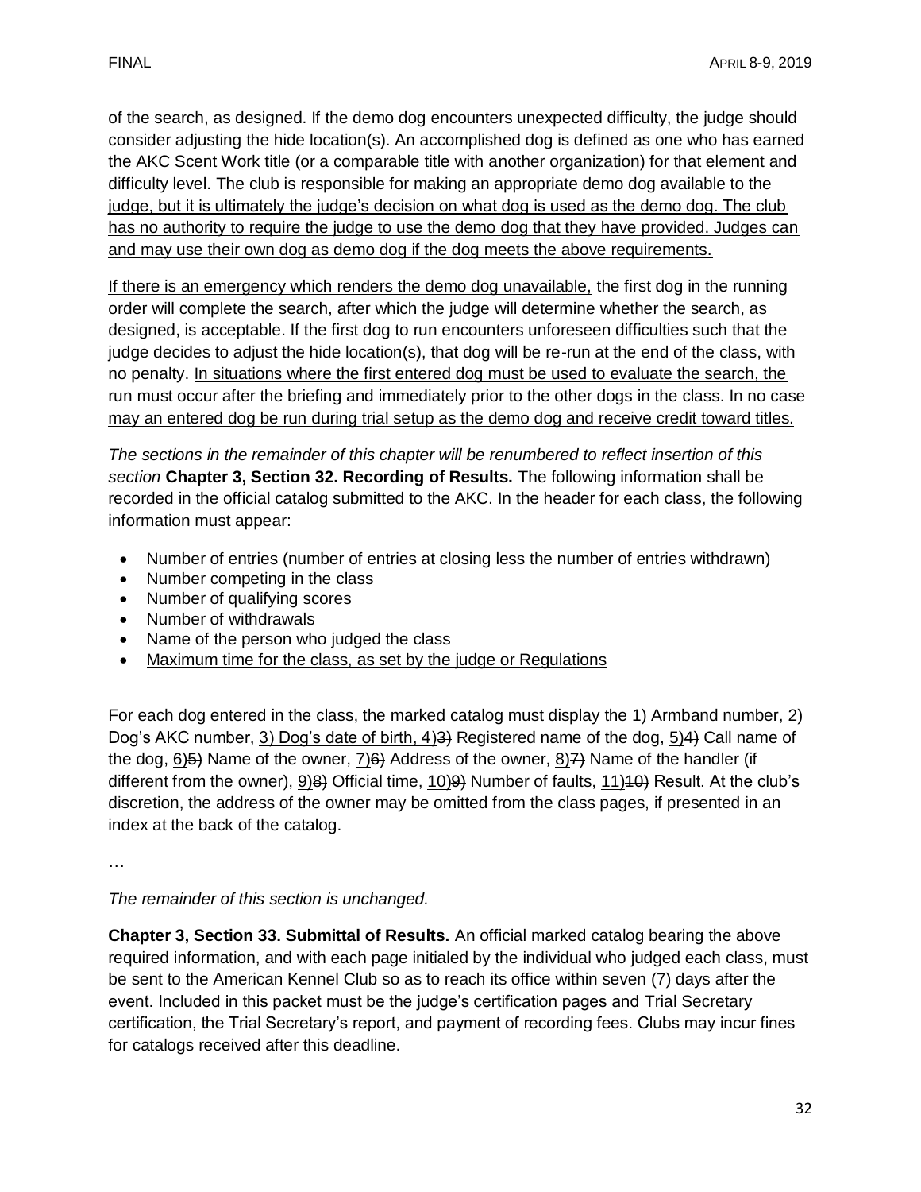of the search, as designed. If the demo dog encounters unexpected difficulty, the judge should consider adjusting the hide location(s). An accomplished dog is defined as one who has earned the AKC Scent Work title (or a comparable title with another organization) for that element and difficulty level. <u>The club is responsible for making an appropriate demo dog available to the judge, but it is ultimately the judge's decision on what dog is used as the demo dog. The club has no authority to require the judge to use the demo dog that they have provided. Judges can and may use their own dog as demo dog if the dog meets the above requirements.</u>

<u>If there is an emergency which renders the demo dog unavailable,</u> the first dog in the running order will complete the search, after which the judge will determine whether the search, as designed, is acceptable. If the first dog to run encounters unforeseen difficulties such that the judge decides to adjust the hide location(s), that dog will be re-run at the end of the class, with no penalty. <u>In situations where the first entered dog must be used to evaluate the search, the run must occur after the briefing and immediately prior to the other dogs in the class. In no case may an entered dog be run during trial setup as the demo dog and receive credit toward titles.</u>

*The sections in the remainder of this chapter will be renumbered to reflect insertion of this section* **Chapter 3, Section 32. Recording of Results.** The following information shall be recorded in the official catalog submitted to the AKC. In the header for each class, the following information must appear:

- Number of entries (number of entries at closing less the number of entries withdrawn)
- Number competing in the class
- Number of qualifying scores
- Number of withdrawals
- Name of the person who judged the class
- <u>Maximum time for the class, as set by the judge or Regulations</u>

For each dog entered in the class, the marked catalog must display the 1) Armband number, 2) Dog's AKC number, <u>3) Dog's date of birth, 4)</u>~~3)~~ Registered name of the dog, <u>5)</u>~~4)~~ Call name of the dog, <u>6)</u>~~5)~~ Name of the owner, <u>7)</u>~~6)~~ Address of the owner, <u>8)</u>~~7)~~ Name of the handler (if different from the owner), <u>9)</u>~~8)~~ Official time, <u>10)</u>~~9)~~ Number of faults, <u>11)</u>~~10)~~ Result. At the club's discretion, the address of the owner may be omitted from the class pages, if presented in an index at the back of the catalog.

…

*The remainder of this section is unchanged.*

**Chapter 3, Section 33. Submittal of Results.** An official marked catalog bearing the above required information, and with each page initialed by the individual who judged each class, must be sent to the American Kennel Club so as to reach its office within seven (7) days after the event. Included in this packet must be the judge's certification pages and Trial Secretary certification, the Trial Secretary's report, and payment of recording fees. Clubs may incur fines for catalogs received after this deadline.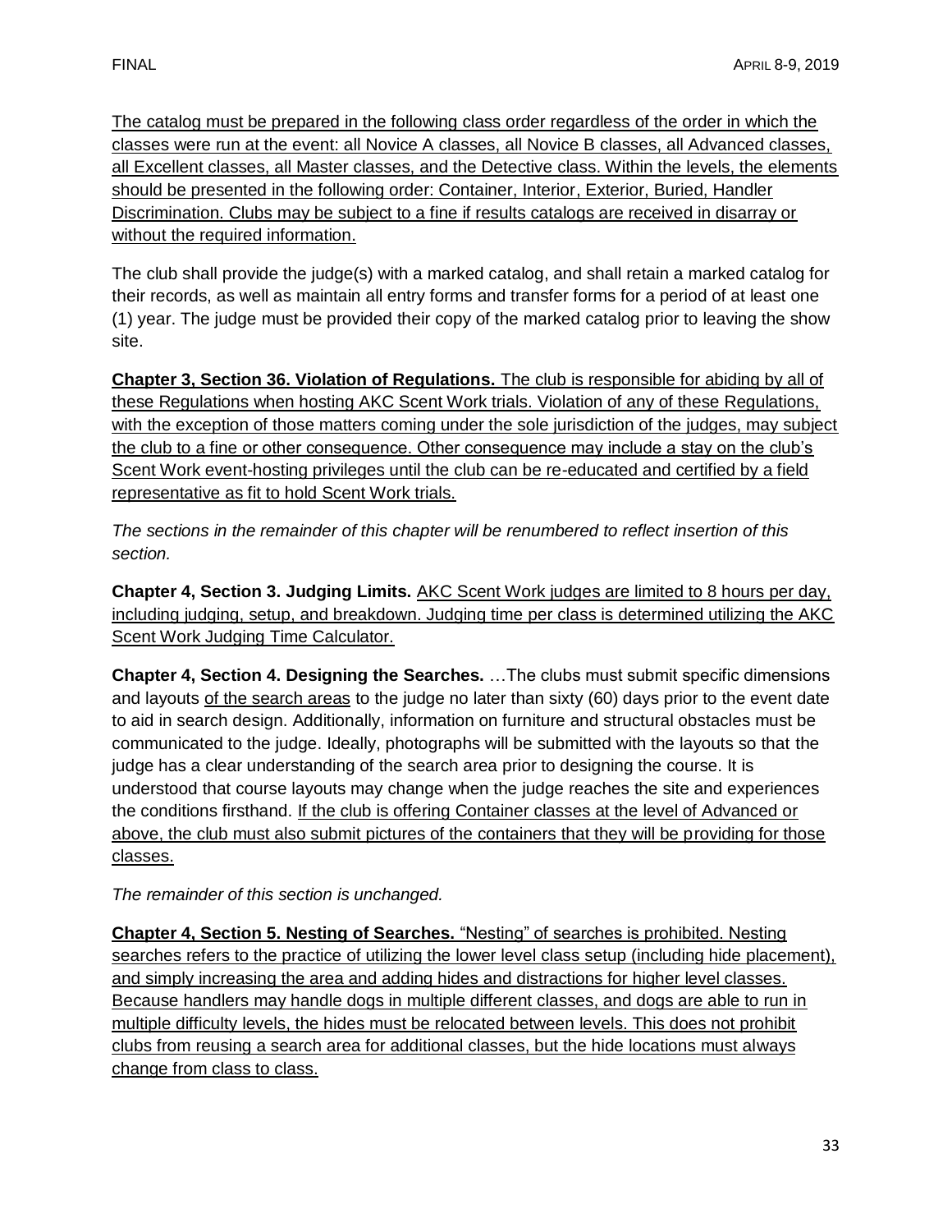The catalog must be prepared in the following class order regardless of the order in which the classes were run at the event: all Novice A classes, all Novice B classes, all Advanced classes, all Excellent classes, all Master classes, and the Detective class. Within the levels, the elements should be presented in the following order: Container, Interior, Exterior, Buried, Handler Discrimination. Clubs may be subject to a fine if results catalogs are received in disarray or without the required information.

The club shall provide the judge(s) with a marked catalog, and shall retain a marked catalog for their records, as well as maintain all entry forms and transfer forms for a period of at least one (1) year. The judge must be provided their copy of the marked catalog prior to leaving the show site.

**Chapter 3, Section 36. Violation of Regulations.** The club is responsible for abiding by all of these Regulations when hosting AKC Scent Work trials. Violation of any of these Regulations, with the exception of those matters coming under the sole jurisdiction of the judges, may subject the club to a fine or other consequence. Other consequence may include a stay on the club's Scent Work event-hosting privileges until the club can be re-educated and certified by a field representative as fit to hold Scent Work trials.

*The sections in the remainder of this chapter will be renumbered to reflect insertion of this section.*

**Chapter 4, Section 3. Judging Limits.** AKC Scent Work judges are limited to 8 hours per day, including judging, setup, and breakdown. Judging time per class is determined utilizing the AKC Scent Work Judging Time Calculator.

**Chapter 4, Section 4. Designing the Searches.** …The clubs must submit specific dimensions and layouts of the search areas to the judge no later than sixty (60) days prior to the event date to aid in search design. Additionally, information on furniture and structural obstacles must be communicated to the judge. Ideally, photographs will be submitted with the layouts so that the judge has a clear understanding of the search area prior to designing the course. It is understood that course layouts may change when the judge reaches the site and experiences the conditions firsthand. If the club is offering Container classes at the level of Advanced or above, the club must also submit pictures of the containers that they will be providing for those classes.

*The remainder of this section is unchanged.*

**Chapter 4, Section 5. Nesting of Searches.** "Nesting" of searches is prohibited. Nesting searches refers to the practice of utilizing the lower level class setup (including hide placement), and simply increasing the area and adding hides and distractions for higher level classes. Because handlers may handle dogs in multiple different classes, and dogs are able to run in multiple difficulty levels, the hides must be relocated between levels. This does not prohibit clubs from reusing a search area for additional classes, but the hide locations must always change from class to class.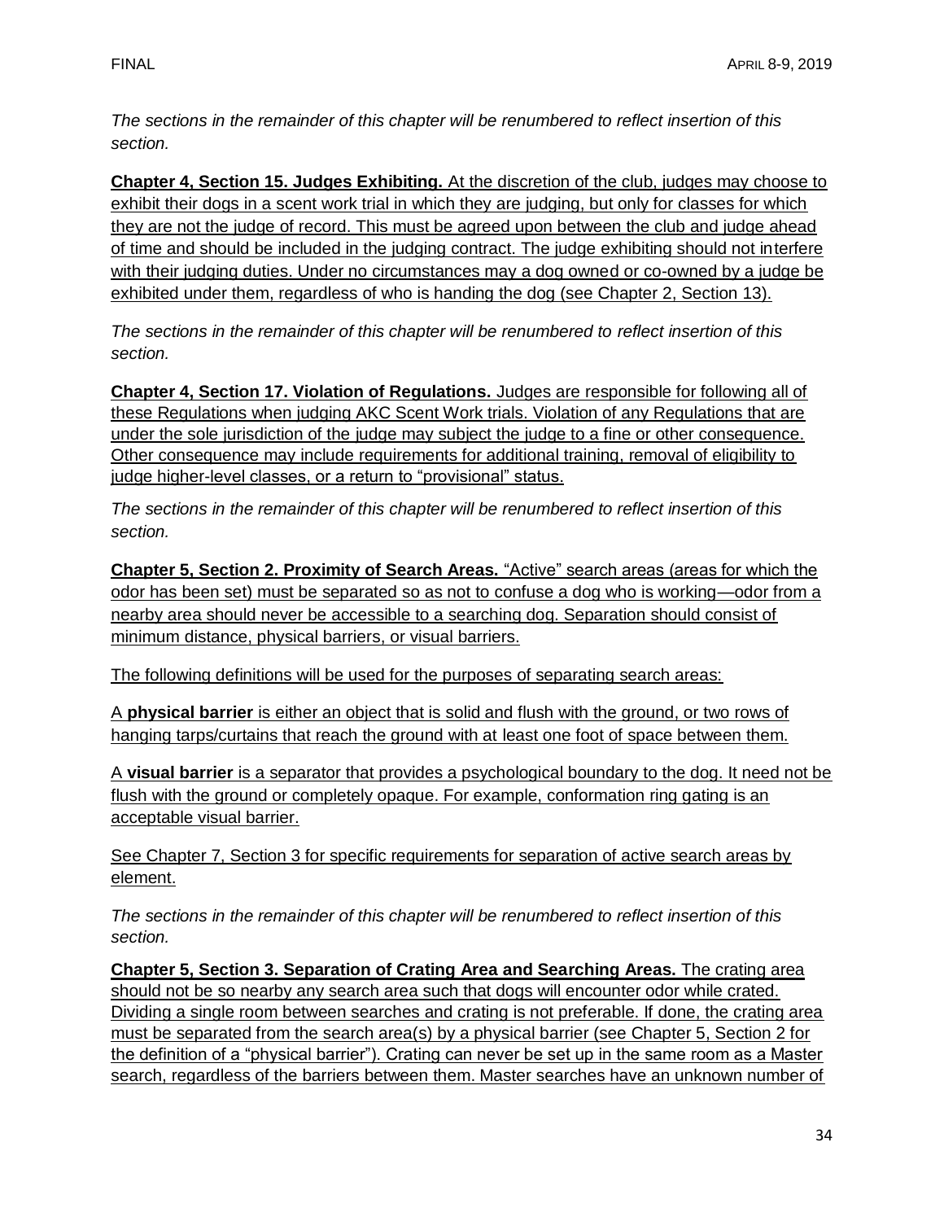*The sections in the remainder of this chapter will be renumbered to reflect insertion of this section.*

**Chapter 4, Section 15. Judges Exhibiting.** At the discretion of the club, judges may choose to exhibit their dogs in a scent work trial in which they are judging, but only for classes for which they are not the judge of record. This must be agreed upon between the club and judge ahead of time and should be included in the judging contract. The judge exhibiting should not interfere with their judging duties. Under no circumstances may a dog owned or co-owned by a judge be exhibited under them, regardless of who is handing the dog (see Chapter 2, Section 13).

*The sections in the remainder of this chapter will be renumbered to reflect insertion of this section.*

**Chapter 4, Section 17. Violation of Regulations.** Judges are responsible for following all of these Regulations when judging AKC Scent Work trials. Violation of any Regulations that are under the sole jurisdiction of the judge may subject the judge to a fine or other consequence. Other consequence may include requirements for additional training, removal of eligibility to judge higher-level classes, or a return to "provisional" status.

*The sections in the remainder of this chapter will be renumbered to reflect insertion of this section.*

**Chapter 5, Section 2. Proximity of Search Areas.** "Active" search areas (areas for which the odor has been set) must be separated so as not to confuse a dog who is working—odor from a nearby area should never be accessible to a searching dog. Separation should consist of minimum distance, physical barriers, or visual barriers.

The following definitions will be used for the purposes of separating search areas:

A **physical barrier** is either an object that is solid and flush with the ground, or two rows of hanging tarps/curtains that reach the ground with at least one foot of space between them.

A **visual barrier** is a separator that provides a psychological boundary to the dog. It need not be flush with the ground or completely opaque. For example, conformation ring gating is an acceptable visual barrier.

See Chapter 7, Section 3 for specific requirements for separation of active search areas by element.

*The sections in the remainder of this chapter will be renumbered to reflect insertion of this section.*

**Chapter 5, Section 3. Separation of Crating Area and Searching Areas.** The crating area should not be so nearby any search area such that dogs will encounter odor while crated. Dividing a single room between searches and crating is not preferable. If done, the crating area must be separated from the search area(s) by a physical barrier (see Chapter 5, Section 2 for the definition of a "physical barrier"). Crating can never be set up in the same room as a Master search, regardless of the barriers between them. Master searches have an unknown number of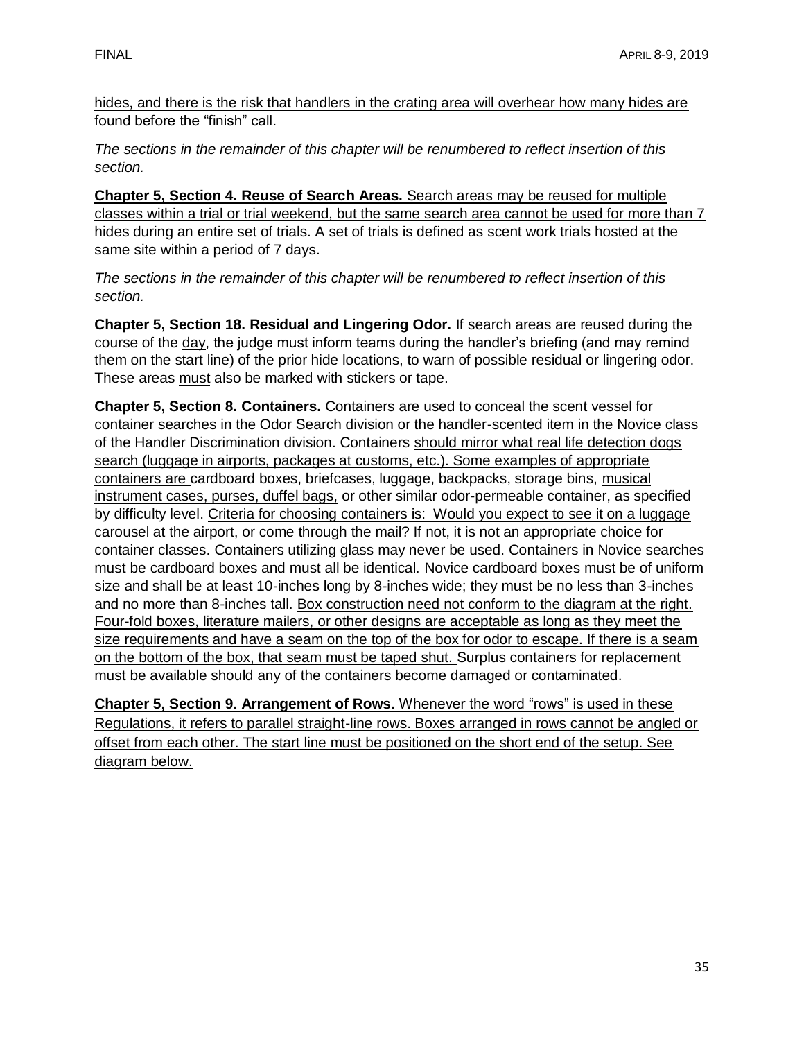hides, and there is the risk that handlers in the crating area will overhear how many hides are found before the "finish" call.

*The sections in the remainder of this chapter will be renumbered to reflect insertion of this section.*

**Chapter 5, Section 4. Reuse of Search Areas.** Search areas may be reused for multiple classes within a trial or trial weekend, but the same search area cannot be used for more than 7 hides during an entire set of trials. A set of trials is defined as scent work trials hosted at the same site within a period of 7 days.

*The sections in the remainder of this chapter will be renumbered to reflect insertion of this section.*

**Chapter 5, Section 18. Residual and Lingering Odor.** If search areas are reused during the course of the day, the judge must inform teams during the handler's briefing (and may remind them on the start line) of the prior hide locations, to warn of possible residual or lingering odor. These areas must also be marked with stickers or tape.

**Chapter 5, Section 8. Containers.** Containers are used to conceal the scent vessel for container searches in the Odor Search division or the handler-scented item in the Novice class of the Handler Discrimination division. Containers should mirror what real life detection dogs search (luggage in airports, packages at customs, etc.). Some examples of appropriate containers are cardboard boxes, briefcases, luggage, backpacks, storage bins, musical instrument cases, purses, duffel bags, or other similar odor-permeable container, as specified by difficulty level. Criteria for choosing containers is: Would you expect to see it on a luggage carousel at the airport, or come through the mail? If not, it is not an appropriate choice for container classes. Containers utilizing glass may never be used. Containers in Novice searches must be cardboard boxes and must all be identical. Novice cardboard boxes must be of uniform size and shall be at least 10-inches long by 8-inches wide; they must be no less than 3-inches and no more than 8-inches tall. Box construction need not conform to the diagram at the right. Four-fold boxes, literature mailers, or other designs are acceptable as long as they meet the size requirements and have a seam on the top of the box for odor to escape. If there is a seam on the bottom of the box, that seam must be taped shut. Surplus containers for replacement must be available should any of the containers become damaged or contaminated.

**Chapter 5, Section 9. Arrangement of Rows.** Whenever the word "rows" is used in these Regulations, it refers to parallel straight-line rows. Boxes arranged in rows cannot be angled or offset from each other. The start line must be positioned on the short end of the setup. See diagram below.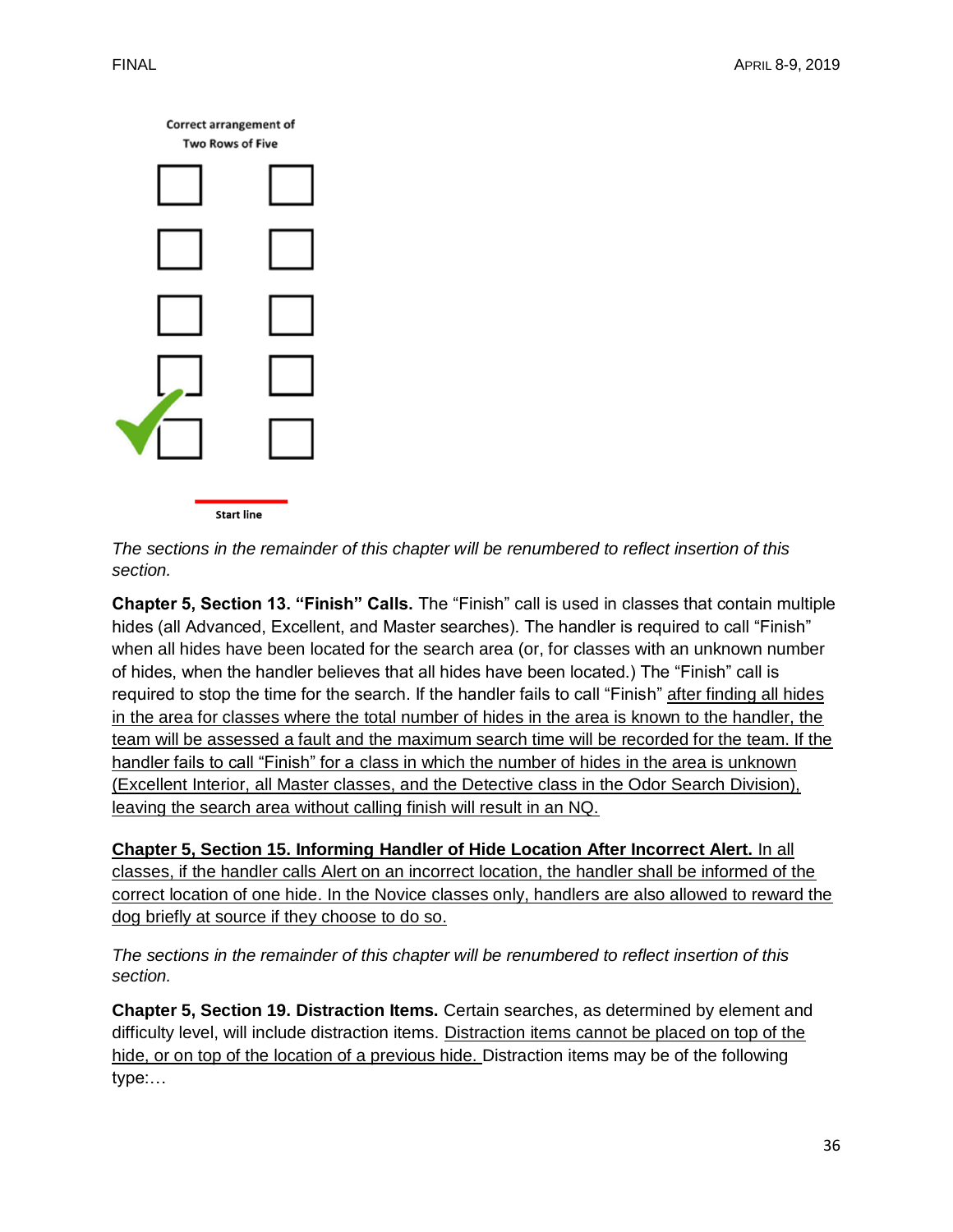Correct arrangement of Two Rows of Five

Start line

*The sections in the remainder of this chapter will be renumbered to reflect insertion of this section.*

**Chapter 5, Section 13. "Finish" Calls.** The "Finish" call is used in classes that contain multiple hides (all Advanced, Excellent, and Master searches). The handler is required to call "Finish" when all hides have been located for the search area (or, for classes with an unknown number of hides, when the handler believes that all hides have been located.) The "Finish" call is required to stop the time for the search. If the handler fails to call "Finish" <u>after finding all hides in the area for classes where the total number of hides in the area is known to the handler, the team will be assessed a fault and the maximum search time will be recorded for the team. If the handler fails to call "Finish" for a class in which the number of hides in the area is unknown (Excellent Interior, all Master classes, and the Detective class in the Odor Search Division), leaving the search area without calling finish will result in an NQ.</u>

<u>**Chapter 5, Section 15. Informing Handler of Hide Location After Incorrect Alert.** In all classes, if the handler calls Alert on an incorrect location, the handler shall be informed of the correct location of one hide. In the Novice classes only, handlers are also allowed to reward the dog briefly at source if they choose to do so.</u>

*The sections in the remainder of this chapter will be renumbered to reflect insertion of this section.*

**Chapter 5, Section 19. Distraction Items.** Certain searches, as determined by element and difficulty level, will include distraction items. <u>Distraction items cannot be placed on top of the hide, or on top of the location of a previous hide.</u> Distraction items may be of the following type:…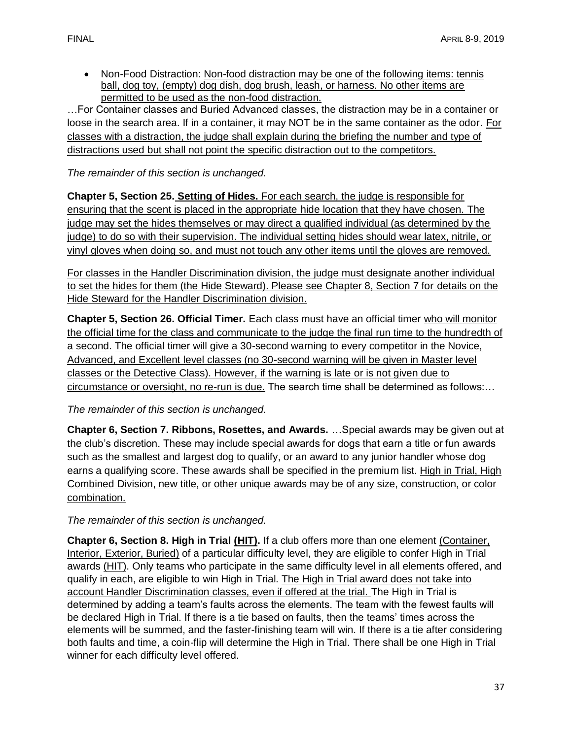- Non-Food Distraction: <u>Non-food distraction may be one of the following items: tennis ball, dog toy, (empty) dog dish, dog brush, leash, or harness. No other items are permitted to be used as the non-food distraction.</u>

…For Container classes and Buried Advanced classes, the distraction may be in a container or loose in the search area. If in a container, it may NOT be in the same container as the odor. <u>For classes with a distraction, the judge shall explain during the briefing the number and type of distractions used but shall not point the specific distraction out to the competitors.</u>

*The remainder of this section is unchanged.*

**Chapter 5, Section 25. <u>Setting of Hides.</u>** <u>For each search, the judge is responsible for ensuring that the scent is placed in the appropriate hide location that they have chosen. The judge may set the hides themselves or may direct a qualified individual (as determined by the judge) to do so with their supervision. The individual setting hides should wear latex, nitrile, or vinyl gloves when doing so, and must not touch any other items until the gloves are removed.</u>

<u>For classes in the Handler Discrimination division, the judge must designate another individual to set the hides for them (the Hide Steward). Please see Chapter 8, Section 7 for details on the Hide Steward for the Handler Discrimination division.</u>

**Chapter 5, Section 26. Official Timer.** Each class must have an official timer <u>who will monitor the official time for the class and communicate to the judge the final run time to the hundredth of a second</u>. <u>The official timer will give a 30-second warning to every competitor in the Novice, Advanced, and Excellent level classes (no 30-second warning will be given in Master level classes or the Detective Class). However, if the warning is late or is not given due to circumstance or oversight, no re-run is due.</u> The search time shall be determined as follows:…

*The remainder of this section is unchanged.*

**Chapter 6, Section 7. Ribbons, Rosettes, and Awards.** …Special awards may be given out at the club's discretion. These may include special awards for dogs that earn a title or fun awards such as the smallest and largest dog to qualify, or an award to any junior handler whose dog earns a qualifying score. These awards shall be specified in the premium list. <u>High in Trial, High Combined Division, new title, or other unique awards may be of any size, construction, or color combination.</u>

*The remainder of this section is unchanged.*

**Chapter 6, Section 8. High in Trial <u>(HIT)</u>.** If a club offers more than one element <u>(Container, Interior, Exterior, Buried)</u> of a particular difficulty level, they are eligible to confer High in Trial awards <u>(HIT)</u>. Only teams who participate in the same difficulty level in all elements offered, and qualify in each, are eligible to win High in Trial. <u>The High in Trial award does not take into account Handler Discrimination classes, even if offered at the trial.</u> The High in Trial is determined by adding a team's faults across the elements. The team with the fewest faults will be declared High in Trial. If there is a tie based on faults, then the teams' times across the elements will be summed, and the faster-finishing team will win. If there is a tie after considering both faults and time, a coin-flip will determine the High in Trial. There shall be one High in Trial winner for each difficulty level offered.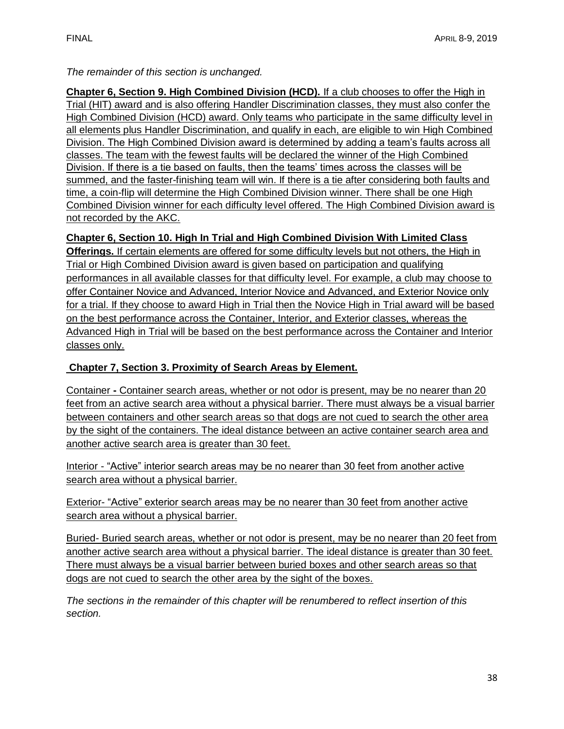*The remainder of this section is unchanged.*

**Chapter 6, Section 9. High Combined Division (HCD).** If a club chooses to offer the High in Trial (HIT) award and is also offering Handler Discrimination classes, they must also confer the High Combined Division (HCD) award. Only teams who participate in the same difficulty level in all elements plus Handler Discrimination, and qualify in each, are eligible to win High Combined Division. The High Combined Division award is determined by adding a team's faults across all classes. The team with the fewest faults will be declared the winner of the High Combined Division. If there is a tie based on faults, then the teams' times across the classes will be summed, and the faster-finishing team will win. If there is a tie after considering both faults and time, a coin-flip will determine the High Combined Division winner. There shall be one High Combined Division winner for each difficulty level offered. The High Combined Division award is not recorded by the AKC.

**Chapter 6, Section 10. High In Trial and High Combined Division With Limited Class Offerings.** If certain elements are offered for some difficulty levels but not others, the High in Trial or High Combined Division award is given based on participation and qualifying performances in all available classes for that difficulty level. For example, a club may choose to offer Container Novice and Advanced, Interior Novice and Advanced, and Exterior Novice only for a trial. If they choose to award High in Trial then the Novice High in Trial award will be based on the best performance across the Container, Interior, and Exterior classes, whereas the Advanced High in Trial will be based on the best performance across the Container and Interior classes only.

**Chapter 7, Section 3. Proximity of Search Areas by Element.**

Container **-** Container search areas, whether or not odor is present, may be no nearer than 20 feet from an active search area without a physical barrier. There must always be a visual barrier between containers and other search areas so that dogs are not cued to search the other area by the sight of the containers. The ideal distance between an active container search area and another active search area is greater than 30 feet.

Interior - "Active" interior search areas may be no nearer than 30 feet from another active search area without a physical barrier.

Exterior- "Active" exterior search areas may be no nearer than 30 feet from another active search area without a physical barrier.

Buried- Buried search areas, whether or not odor is present, may be no nearer than 20 feet from another active search area without a physical barrier. The ideal distance is greater than 30 feet. There must always be a visual barrier between buried boxes and other search areas so that dogs are not cued to search the other area by the sight of the boxes.

*The sections in the remainder of this chapter will be renumbered to reflect insertion of this section.*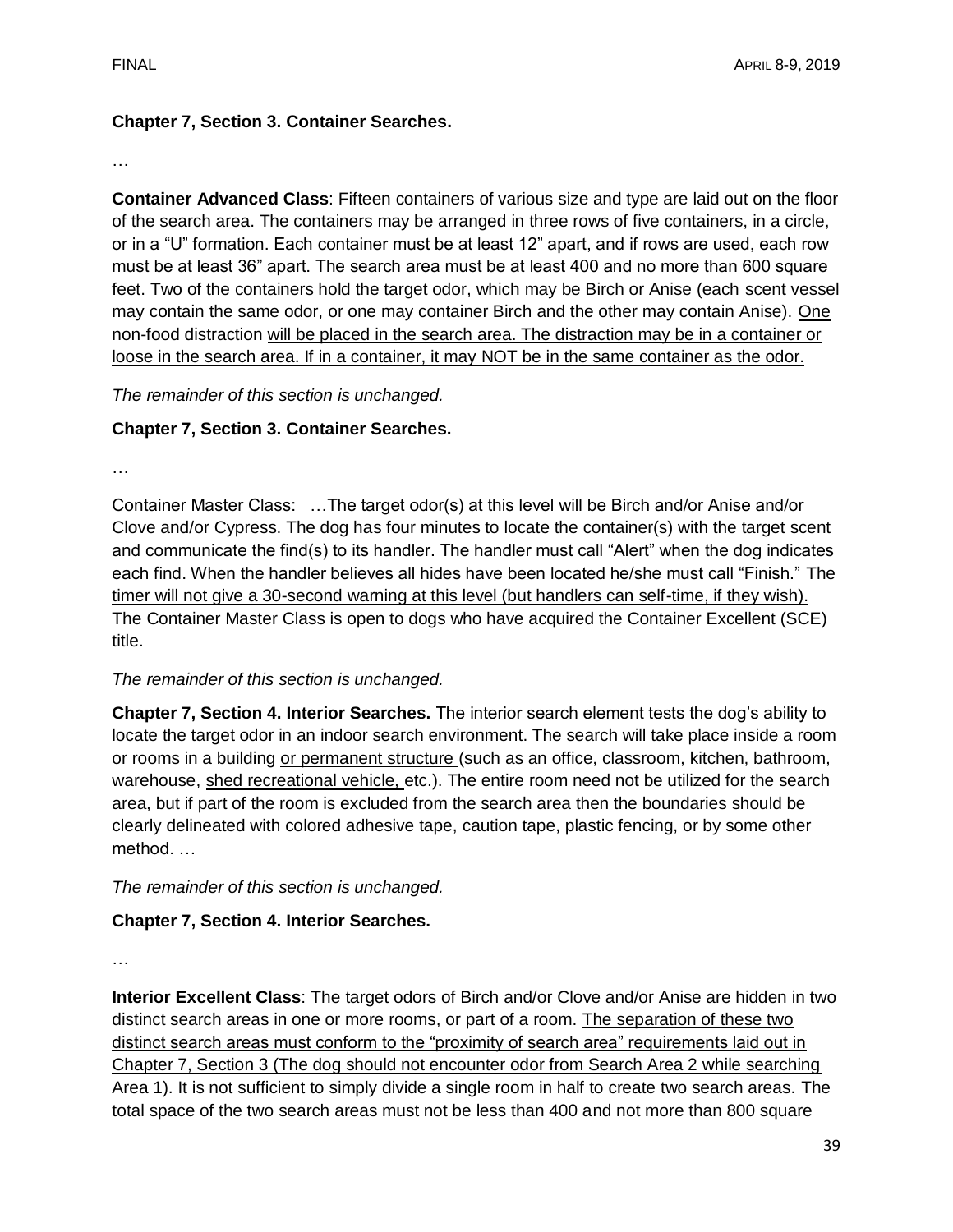**Chapter 7, Section 3. Container Searches.**

…

**Container Advanced Class**: Fifteen containers of various size and type are laid out on the floor of the search area. The containers may be arranged in three rows of five containers, in a circle, or in a "U" formation. Each container must be at least 12" apart, and if rows are used, each row must be at least 36" apart. The search area must be at least 400 and no more than 600 square feet. Two of the containers hold the target odor, which may be Birch or Anise (each scent vessel may contain the same odor, or one may container Birch and the other may contain Anise). <u>One</u> non-food distraction <u>will be placed in the search area. The distraction may be in a container or loose in the search area. If in a container, it may NOT be in the same container as the odor.</u>

*The remainder of this section is unchanged.*

**Chapter 7, Section 3. Container Searches.**

…

Container Master Class: …The target odor(s) at this level will be Birch and/or Anise and/or Clove and/or Cypress. The dog has four minutes to locate the container(s) with the target scent and communicate the find(s) to its handler. The handler must call "Alert" when the dog indicates each find. When the handler believes all hides have been located he/she must call "Finish." <u>The timer will not give a 30-second warning at this level (but handlers can self-time, if they wish).</u> The Container Master Class is open to dogs who have acquired the Container Excellent (SCE) title.

*The remainder of this section is unchanged.*

**Chapter 7, Section 4. Interior Searches.** The interior search element tests the dog's ability to locate the target odor in an indoor search environment. The search will take place inside a room or rooms in a building <u>or permanent structure</u> (such as an office, classroom, kitchen, bathroom, warehouse, <u>shed recreational vehicle,</u> etc.). The entire room need not be utilized for the search area, but if part of the room is excluded from the search area then the boundaries should be clearly delineated with colored adhesive tape, caution tape, plastic fencing, or by some other method. …

*The remainder of this section is unchanged.*

**Chapter 7, Section 4. Interior Searches.**

…

**Interior Excellent Class**: The target odors of Birch and/or Clove and/or Anise are hidden in two distinct search areas in one or more rooms, or part of a room. <u>The separation of these two distinct search areas must conform to the "proximity of search area" requirements laid out in Chapter 7, Section 3 (The dog should not encounter odor from Search Area 2 while searching Area 1). It is not sufficient to simply divide a single room in half to create two search areas.</u> The total space of the two search areas must not be less than 400 and not more than 800 square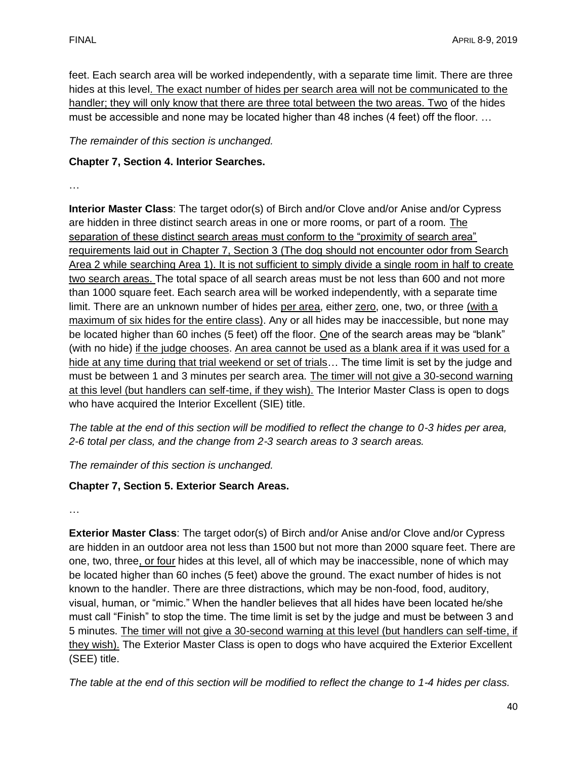feet. Each search area will be worked independently, with a separate time limit. There are three hides at this level. The exact number of hides per search area will not be communicated to the handler; they will only know that there are three total between the two areas. Two of the hides must be accessible and none may be located higher than 48 inches (4 feet) off the floor. …

*The remainder of this section is unchanged.*

**Chapter 7, Section 4. Interior Searches.**

…

**Interior Master Class**: The target odor(s) of Birch and/or Clove and/or Anise and/or Cypress are hidden in three distinct search areas in one or more rooms, or part of a room. The separation of these distinct search areas must conform to the "proximity of search area" requirements laid out in Chapter 7, Section 3 (The dog should not encounter odor from Search Area 2 while searching Area 1). It is not sufficient to simply divide a single room in half to create two search areas. The total space of all search areas must be not less than 600 and not more than 1000 square feet. Each search area will be worked independently, with a separate time limit. There are an unknown number of hides per area, either zero, one, two, or three (with a maximum of six hides for the entire class). Any or all hides may be inaccessible, but none may be located higher than 60 inches (5 feet) off the floor. One of the search areas may be "blank" (with no hide) if the judge chooses. An area cannot be used as a blank area if it was used for a hide at any time during that trial weekend or set of trials… The time limit is set by the judge and must be between 1 and 3 minutes per search area. The timer will not give a 30-second warning at this level (but handlers can self-time, if they wish). The Interior Master Class is open to dogs who have acquired the Interior Excellent (SIE) title.

*The table at the end of this section will be modified to reflect the change to 0-3 hides per area, 2-6 total per class, and the change from 2-3 search areas to 3 search areas.*

*The remainder of this section is unchanged.*

**Chapter 7, Section 5. Exterior Search Areas.**

…

**Exterior Master Class**: The target odor(s) of Birch and/or Anise and/or Clove and/or Cypress are hidden in an outdoor area not less than 1500 but not more than 2000 square feet. There are one, two, three, or four hides at this level, all of which may be inaccessible, none of which may be located higher than 60 inches (5 feet) above the ground. The exact number of hides is not known to the handler. There are three distractions, which may be non-food, food, auditory, visual, human, or "mimic." When the handler believes that all hides have been located he/she must call "Finish" to stop the time. The time limit is set by the judge and must be between 3 and 5 minutes. The timer will not give a 30-second warning at this level (but handlers can self-time, if they wish). The Exterior Master Class is open to dogs who have acquired the Exterior Excellent (SEE) title.

*The table at the end of this section will be modified to reflect the change to 1-4 hides per class.*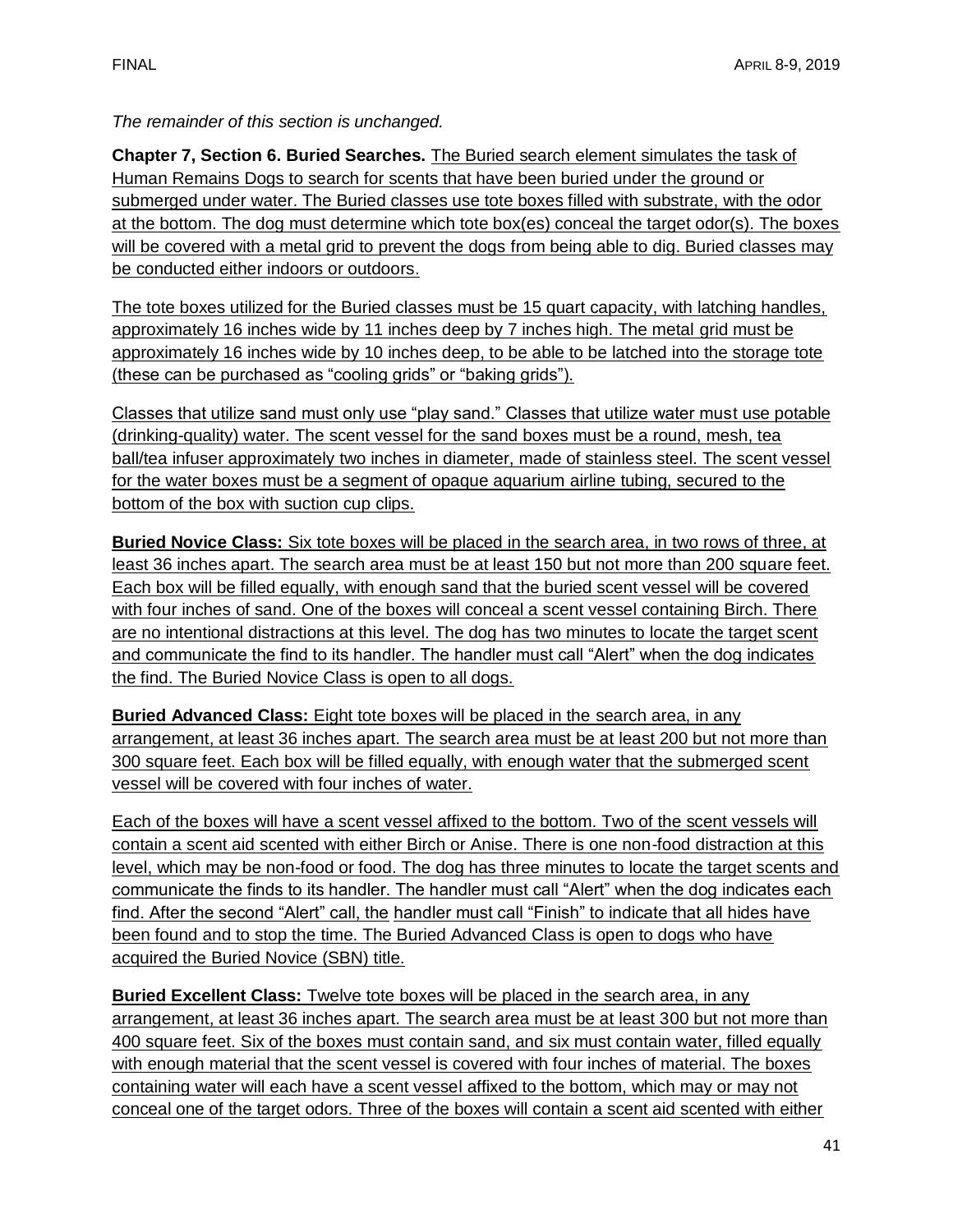*The remainder of this section is unchanged.*

**Chapter 7, Section 6. Buried Searches.** The Buried search element simulates the task of Human Remains Dogs to search for scents that have been buried under the ground or submerged under water. The Buried classes use tote boxes filled with substrate, with the odor at the bottom. The dog must determine which tote box(es) conceal the target odor(s). The boxes will be covered with a metal grid to prevent the dogs from being able to dig. Buried classes may be conducted either indoors or outdoors.

The tote boxes utilized for the Buried classes must be 15 quart capacity, with latching handles, approximately 16 inches wide by 11 inches deep by 7 inches high. The metal grid must be approximately 16 inches wide by 10 inches deep, to be able to be latched into the storage tote (these can be purchased as "cooling grids" or "baking grids").

Classes that utilize sand must only use "play sand." Classes that utilize water must use potable (drinking-quality) water. The scent vessel for the sand boxes must be a round, mesh, tea ball/tea infuser approximately two inches in diameter, made of stainless steel. The scent vessel for the water boxes must be a segment of opaque aquarium airline tubing, secured to the bottom of the box with suction cup clips.

**Buried Novice Class:** Six tote boxes will be placed in the search area, in two rows of three, at least 36 inches apart. The search area must be at least 150 but not more than 200 square feet. Each box will be filled equally, with enough sand that the buried scent vessel will be covered with four inches of sand. One of the boxes will conceal a scent vessel containing Birch. There are no intentional distractions at this level. The dog has two minutes to locate the target scent and communicate the find to its handler. The handler must call "Alert" when the dog indicates the find. The Buried Novice Class is open to all dogs.

**Buried Advanced Class:** Eight tote boxes will be placed in the search area, in any arrangement, at least 36 inches apart. The search area must be at least 200 but not more than 300 square feet. Each box will be filled equally, with enough water that the submerged scent vessel will be covered with four inches of water.

Each of the boxes will have a scent vessel affixed to the bottom. Two of the scent vessels will contain a scent aid scented with either Birch or Anise. There is one non-food distraction at this level, which may be non-food or food. The dog has three minutes to locate the target scents and communicate the finds to its handler. The handler must call "Alert" when the dog indicates each find. After the second "Alert" call, the handler must call "Finish" to indicate that all hides have been found and to stop the time. The Buried Advanced Class is open to dogs who have acquired the Buried Novice (SBN) title.

**Buried Excellent Class:** Twelve tote boxes will be placed in the search area, in any arrangement, at least 36 inches apart. The search area must be at least 300 but not more than 400 square feet. Six of the boxes must contain sand, and six must contain water, filled equally with enough material that the scent vessel is covered with four inches of material. The boxes containing water will each have a scent vessel affixed to the bottom, which may or may not conceal one of the target odors. Three of the boxes will contain a scent aid scented with either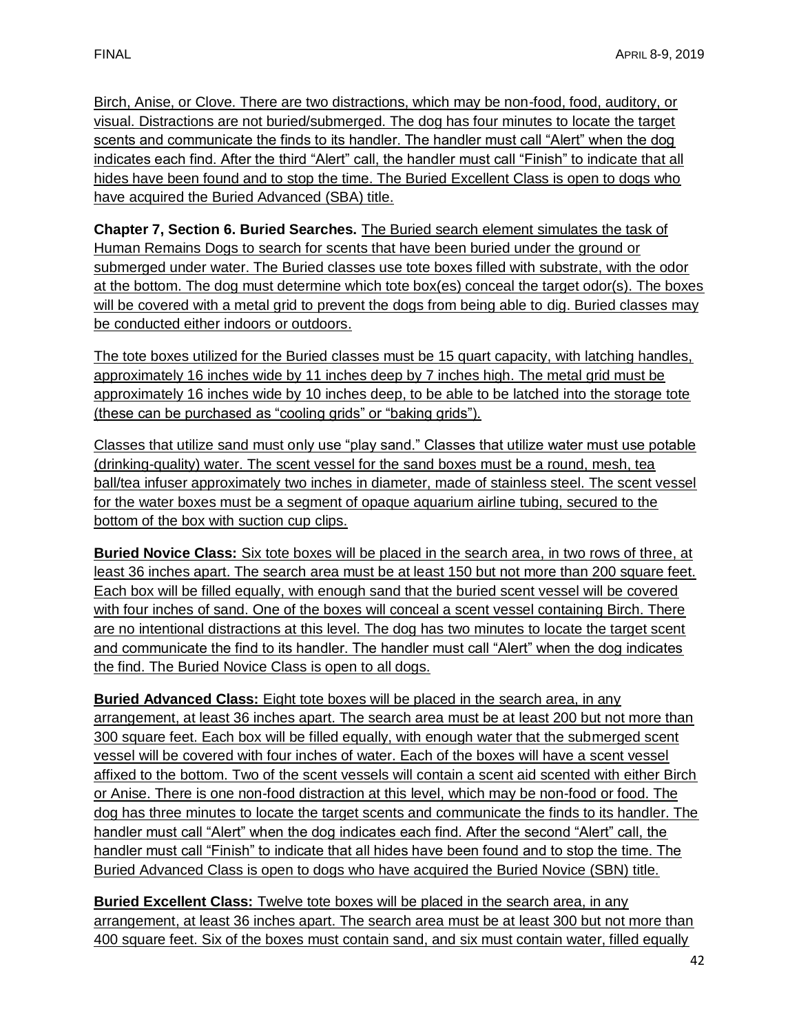Birch, Anise, or Clove. There are two distractions, which may be non-food, food, auditory, or visual. Distractions are not buried/submerged. The dog has four minutes to locate the target scents and communicate the finds to its handler. The handler must call "Alert" when the dog indicates each find. After the third "Alert" call, the handler must call "Finish" to indicate that all hides have been found and to stop the time. The Buried Excellent Class is open to dogs who have acquired the Buried Advanced (SBA) title.

**Chapter 7, Section 6. Buried Searches.** The Buried search element simulates the task of Human Remains Dogs to search for scents that have been buried under the ground or submerged under water. The Buried classes use tote boxes filled with substrate, with the odor at the bottom. The dog must determine which tote box(es) conceal the target odor(s). The boxes will be covered with a metal grid to prevent the dogs from being able to dig. Buried classes may be conducted either indoors or outdoors.

The tote boxes utilized for the Buried classes must be 15 quart capacity, with latching handles, approximately 16 inches wide by 11 inches deep by 7 inches high. The metal grid must be approximately 16 inches wide by 10 inches deep, to be able to be latched into the storage tote (these can be purchased as "cooling grids" or "baking grids").

Classes that utilize sand must only use "play sand." Classes that utilize water must use potable (drinking-quality) water. The scent vessel for the sand boxes must be a round, mesh, tea ball/tea infuser approximately two inches in diameter, made of stainless steel. The scent vessel for the water boxes must be a segment of opaque aquarium airline tubing, secured to the bottom of the box with suction cup clips.

**Buried Novice Class:** Six tote boxes will be placed in the search area, in two rows of three, at least 36 inches apart. The search area must be at least 150 but not more than 200 square feet. Each box will be filled equally, with enough sand that the buried scent vessel will be covered with four inches of sand. One of the boxes will conceal a scent vessel containing Birch. There are no intentional distractions at this level. The dog has two minutes to locate the target scent and communicate the find to its handler. The handler must call "Alert" when the dog indicates the find. The Buried Novice Class is open to all dogs.

**Buried Advanced Class:** Eight tote boxes will be placed in the search area, in any arrangement, at least 36 inches apart. The search area must be at least 200 but not more than 300 square feet. Each box will be filled equally, with enough water that the submerged scent vessel will be covered with four inches of water. Each of the boxes will have a scent vessel affixed to the bottom. Two of the scent vessels will contain a scent aid scented with either Birch or Anise. There is one non-food distraction at this level, which may be non-food or food. The dog has three minutes to locate the target scents and communicate the finds to its handler. The handler must call "Alert" when the dog indicates each find. After the second "Alert" call, the handler must call "Finish" to indicate that all hides have been found and to stop the time. The Buried Advanced Class is open to dogs who have acquired the Buried Novice (SBN) title.

**Buried Excellent Class:** Twelve tote boxes will be placed in the search area, in any arrangement, at least 36 inches apart. The search area must be at least 300 but not more than 400 square feet. Six of the boxes must contain sand, and six must contain water, filled equally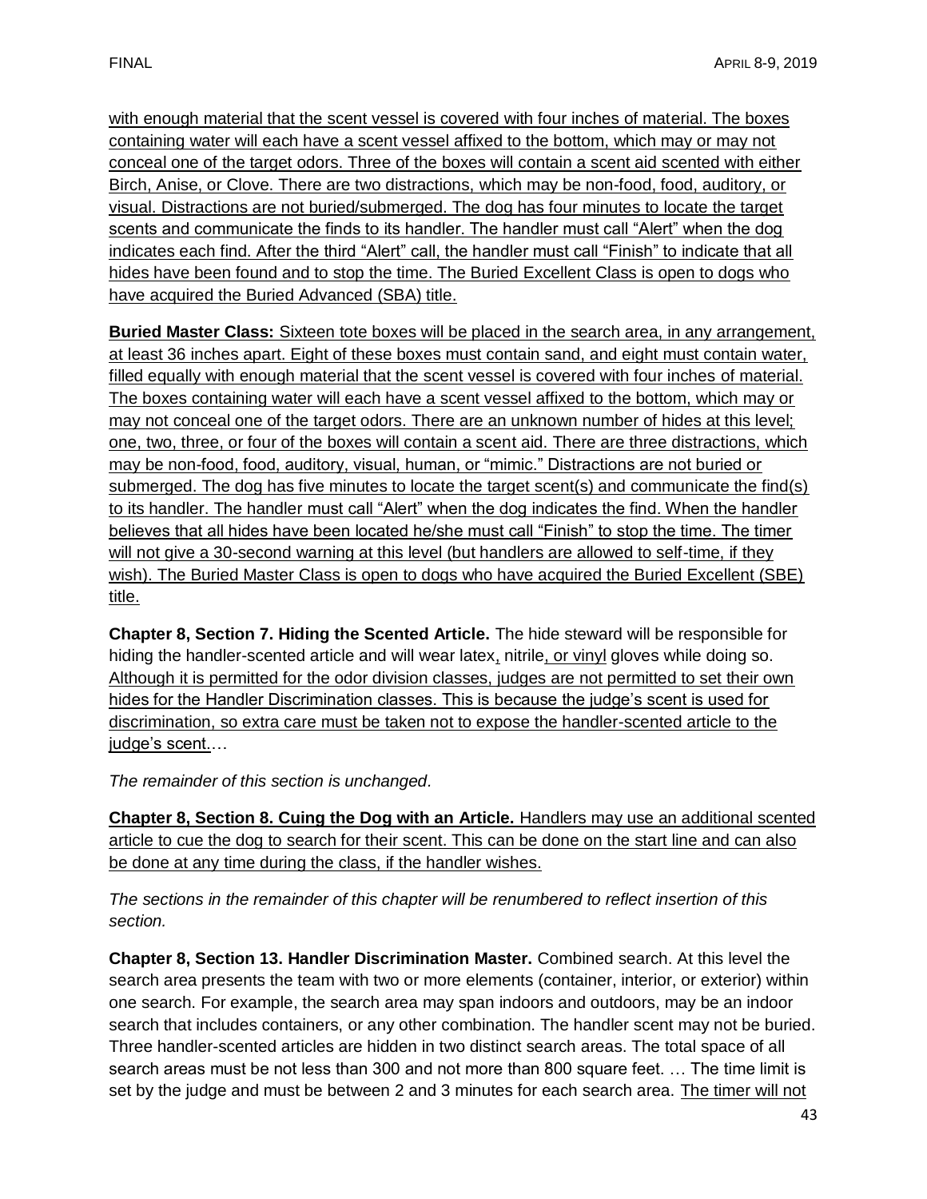with enough material that the scent vessel is covered with four inches of material. The boxes containing water will each have a scent vessel affixed to the bottom, which may or may not conceal one of the target odors. Three of the boxes will contain a scent aid scented with either Birch, Anise, or Clove. There are two distractions, which may be non-food, food, auditory, or visual. Distractions are not buried/submerged. The dog has four minutes to locate the target scents and communicate the finds to its handler. The handler must call "Alert" when the dog indicates each find. After the third "Alert" call, the handler must call "Finish" to indicate that all hides have been found and to stop the time. The Buried Excellent Class is open to dogs who have acquired the Buried Advanced (SBA) title.

**Buried Master Class:** Sixteen tote boxes will be placed in the search area, in any arrangement, at least 36 inches apart. Eight of these boxes must contain sand, and eight must contain water, filled equally with enough material that the scent vessel is covered with four inches of material. The boxes containing water will each have a scent vessel affixed to the bottom, which may or may not conceal one of the target odors. There are an unknown number of hides at this level; one, two, three, or four of the boxes will contain a scent aid. There are three distractions, which may be non-food, food, auditory, visual, human, or "mimic." Distractions are not buried or submerged. The dog has five minutes to locate the target scent(s) and communicate the find(s) to its handler. The handler must call "Alert" when the dog indicates the find. When the handler believes that all hides have been located he/she must call "Finish" to stop the time. The timer will not give a 30-second warning at this level (but handlers are allowed to self-time, if they wish). The Buried Master Class is open to dogs who have acquired the Buried Excellent (SBE) title.

**Chapter 8, Section 7. Hiding the Scented Article.** The hide steward will be responsible for hiding the handler-scented article and will wear latex, nitrile, or vinyl gloves while doing so. Although it is permitted for the odor division classes, judges are not permitted to set their own hides for the Handler Discrimination classes. This is because the judge's scent is used for discrimination, so extra care must be taken not to expose the handler-scented article to the judge's scent.…

*The remainder of this section is unchanged*.

**Chapter 8, Section 8. Cuing the Dog with an Article.** Handlers may use an additional scented article to cue the dog to search for their scent. This can be done on the start line and can also be done at any time during the class, if the handler wishes.

*The sections in the remainder of this chapter will be renumbered to reflect insertion of this section.*

**Chapter 8, Section 13. Handler Discrimination Master.** Combined search. At this level the search area presents the team with two or more elements (container, interior, or exterior) within one search. For example, the search area may span indoors and outdoors, may be an indoor search that includes containers, or any other combination. The handler scent may not be buried. Three handler-scented articles are hidden in two distinct search areas. The total space of all search areas must be not less than 300 and not more than 800 square feet. … The time limit is set by the judge and must be between 2 and 3 minutes for each search area. The timer will not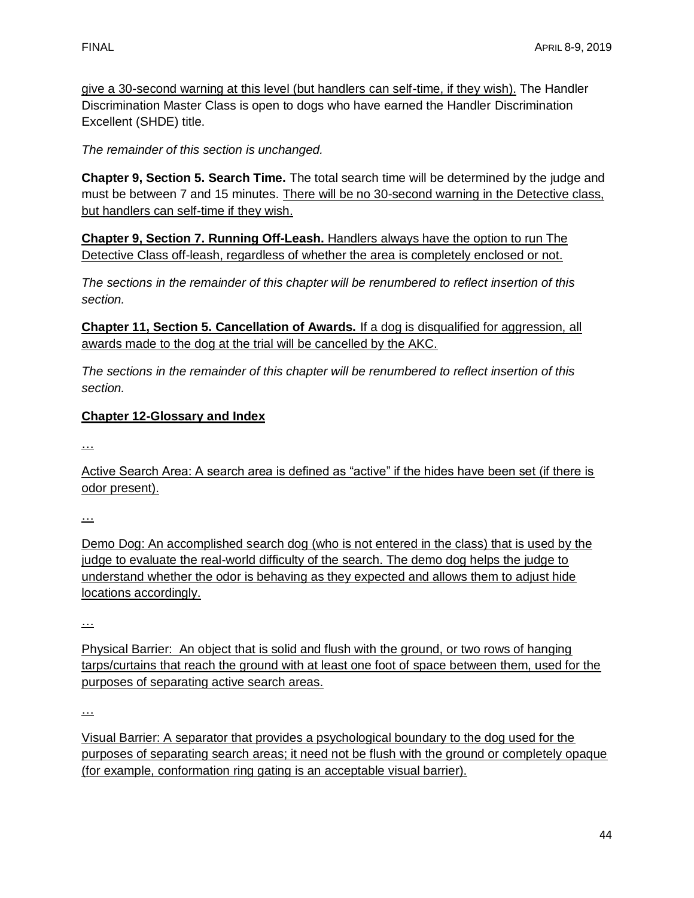<u>give a 30-second warning at this level (but handlers can self-time, if they wish).</u> The Handler Discrimination Master Class is open to dogs who have earned the Handler Discrimination Excellent (SHDE) title.

*The remainder of this section is unchanged.*

**Chapter 9, Section 5. Search Time.** The total search time will be determined by the judge and must be between 7 and 15 minutes. <u>There will be no 30-second warning in the Detective class, but handlers can self-time if they wish.</u>

<u>**Chapter 9, Section 7. Running Off-Leash.** Handlers always have the option to run The Detective Class off-leash, regardless of whether the area is completely enclosed or not.</u>

*The sections in the remainder of this chapter will be renumbered to reflect insertion of this section.*

<u>**Chapter 11, Section 5. Cancellation of Awards.** If a dog is disqualified for aggression, all awards made to the dog at the trial will be cancelled by the AKC.</u>

*The sections in the remainder of this chapter will be renumbered to reflect insertion of this section.*

<u>**Chapter 12-Glossary and Index**</u>

<u>…</u>

<u>Active Search Area: A search area is defined as "active" if the hides have been set (if there is odor present).</u>

<u>…</u>

<u>Demo Dog: An accomplished search dog (who is not entered in the class) that is used by the judge to evaluate the real-world difficulty of the search. The demo dog helps the judge to understand whether the odor is behaving as they expected and allows them to adjust hide locations accordingly.</u>

<u>…</u>

<u>Physical Barrier: An object that is solid and flush with the ground, or two rows of hanging tarps/curtains that reach the ground with at least one foot of space between them, used for the purposes of separating active search areas.</u>

<u>…</u>

<u>Visual Barrier: A separator that provides a psychological boundary to the dog used for the purposes of separating search areas; it need not be flush with the ground or completely opaque (for example, conformation ring gating is an acceptable visual barrier).</u>